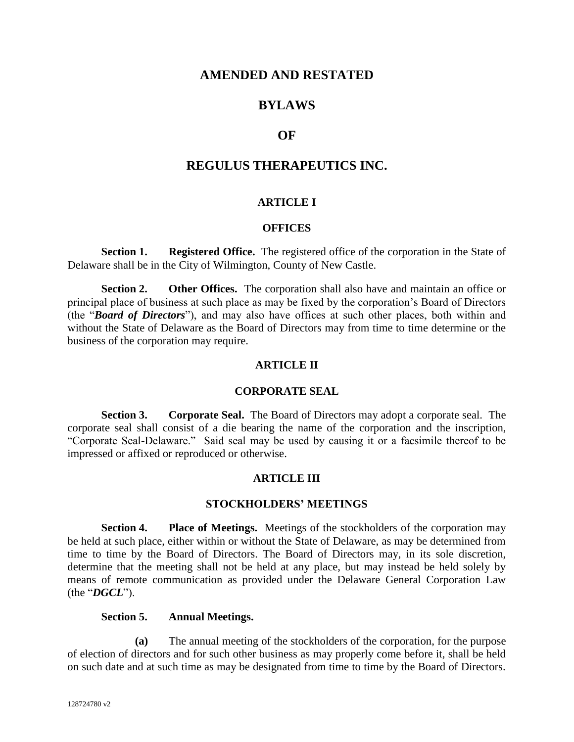# AMENDED AND RESTATED

# BYLAWS

# OF

# REGULUS THERAPEUTICS INC.

## ARTICLE I

## OFFICES

**Section 1. Registered Office.** The registered office of the corporation in the State of Delaware shall be in the City of Wilmington, County of New Castle.

**Section 2. Other Offices.** The corporation shall also have and maintain an office or principal place of business at such place as may be fixed by the corporation's Board of Directors (the "***Board of Directors***"), and may also have offices at such other places, both within and without the State of Delaware as the Board of Directors may from time to time determine or the business of the corporation may require.

## ARTICLE II

## CORPORATE SEAL

**Section 3. Corporate Seal.** The Board of Directors may adopt a corporate seal. The corporate seal shall consist of a die bearing the name of the corporation and the inscription, "Corporate Seal-Delaware." Said seal may be used by causing it or a facsimile thereof to be impressed or affixed or reproduced or otherwise.

## ARTICLE III

## STOCKHOLDERS' MEETINGS

**Section 4. Place of Meetings.** Meetings of the stockholders of the corporation may be held at such place, either within or without the State of Delaware, as may be determined from time to time by the Board of Directors. The Board of Directors may, in its sole discretion, determine that the meeting shall not be held at any place, but may instead be held solely by means of remote communication as provided under the Delaware General Corporation Law (the "***DGCL***").

**Section 5. Annual Meetings.**

**(a)** The annual meeting of the stockholders of the corporation, for the purpose of election of directors and for such other business as may properly come before it, shall be held on such date and at such time as may be designated from time to time by the Board of Directors.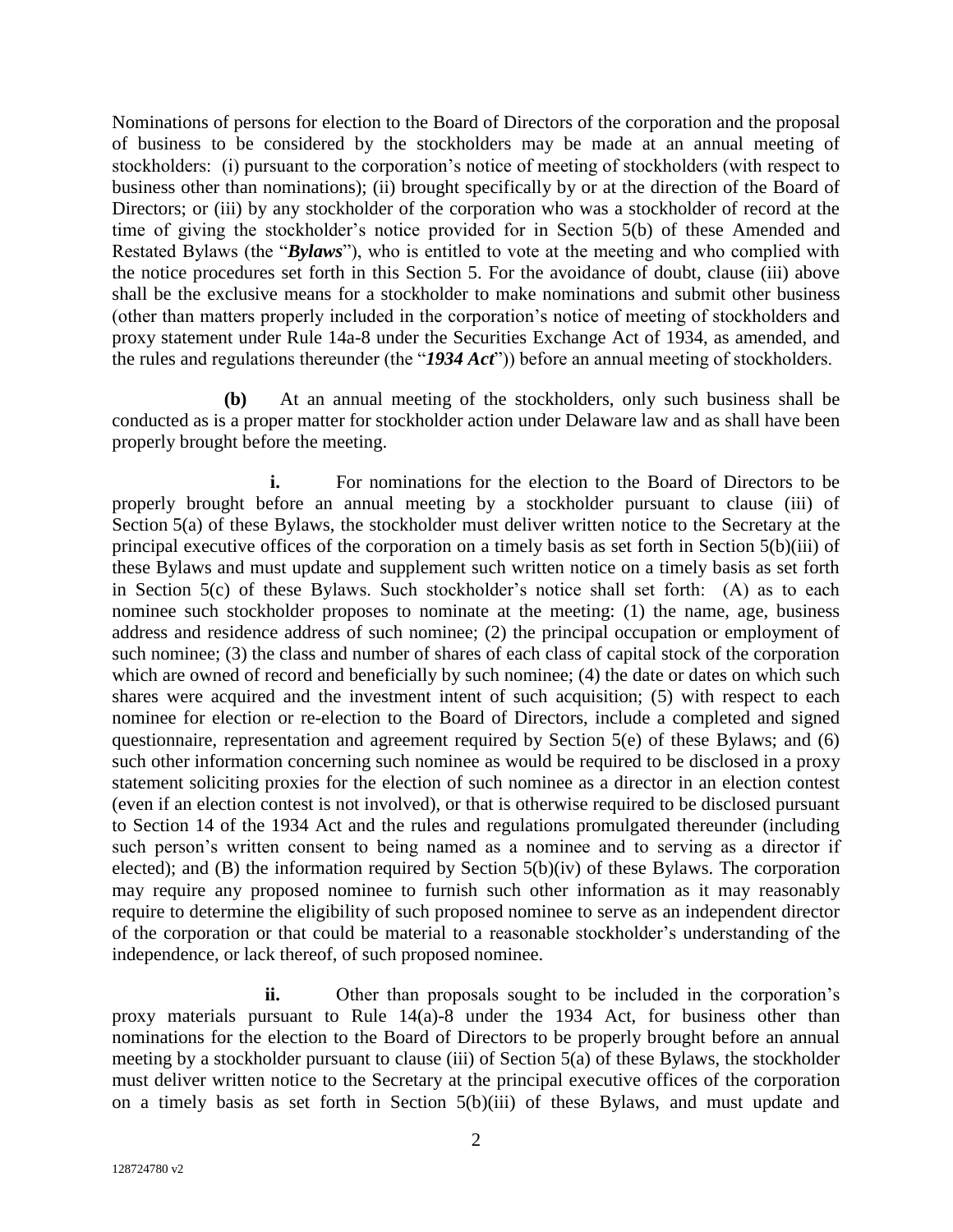Nominations of persons for election to the Board of Directors of the corporation and the proposal of business to be considered by the stockholders may be made at an annual meeting of stockholders: (i) pursuant to the corporation's notice of meeting of stockholders (with respect to business other than nominations); (ii) brought specifically by or at the direction of the Board of Directors; or (iii) by any stockholder of the corporation who was a stockholder of record at the time of giving the stockholder's notice provided for in Section 5(b) of these Amended and Restated Bylaws (the "***Bylaws***"), who is entitled to vote at the meeting and who complied with the notice procedures set forth in this Section 5. For the avoidance of doubt, clause (iii) above shall be the exclusive means for a stockholder to make nominations and submit other business (other than matters properly included in the corporation's notice of meeting of stockholders and proxy statement under Rule 14a-8 under the Securities Exchange Act of 1934, as amended, and the rules and regulations thereunder (the "***1934 Act***")) before an annual meeting of stockholders.

**(b)** At an annual meeting of the stockholders, only such business shall be conducted as is a proper matter for stockholder action under Delaware law and as shall have been properly brought before the meeting.

**i.** For nominations for the election to the Board of Directors to be properly brought before an annual meeting by a stockholder pursuant to clause (iii) of Section 5(a) of these Bylaws, the stockholder must deliver written notice to the Secretary at the principal executive offices of the corporation on a timely basis as set forth in Section 5(b)(iii) of these Bylaws and must update and supplement such written notice on a timely basis as set forth in Section 5(c) of these Bylaws. Such stockholder's notice shall set forth: (A) as to each nominee such stockholder proposes to nominate at the meeting: (1) the name, age, business address and residence address of such nominee; (2) the principal occupation or employment of such nominee; (3) the class and number of shares of each class of capital stock of the corporation which are owned of record and beneficially by such nominee; (4) the date or dates on which such shares were acquired and the investment intent of such acquisition; (5) with respect to each nominee for election or re-election to the Board of Directors, include a completed and signed questionnaire, representation and agreement required by Section 5(e) of these Bylaws; and (6) such other information concerning such nominee as would be required to be disclosed in a proxy statement soliciting proxies for the election of such nominee as a director in an election contest (even if an election contest is not involved), or that is otherwise required to be disclosed pursuant to Section 14 of the 1934 Act and the rules and regulations promulgated thereunder (including such person's written consent to being named as a nominee and to serving as a director if elected); and (B) the information required by Section 5(b)(iv) of these Bylaws. The corporation may require any proposed nominee to furnish such other information as it may reasonably require to determine the eligibility of such proposed nominee to serve as an independent director of the corporation or that could be material to a reasonable stockholder's understanding of the independence, or lack thereof, of such proposed nominee.

**ii.** Other than proposals sought to be included in the corporation's proxy materials pursuant to Rule 14(a)-8 under the 1934 Act, for business other than nominations for the election to the Board of Directors to be properly brought before an annual meeting by a stockholder pursuant to clause (iii) of Section 5(a) of these Bylaws, the stockholder must deliver written notice to the Secretary at the principal executive offices of the corporation on a timely basis as set forth in Section 5(b)(iii) of these Bylaws, and must update and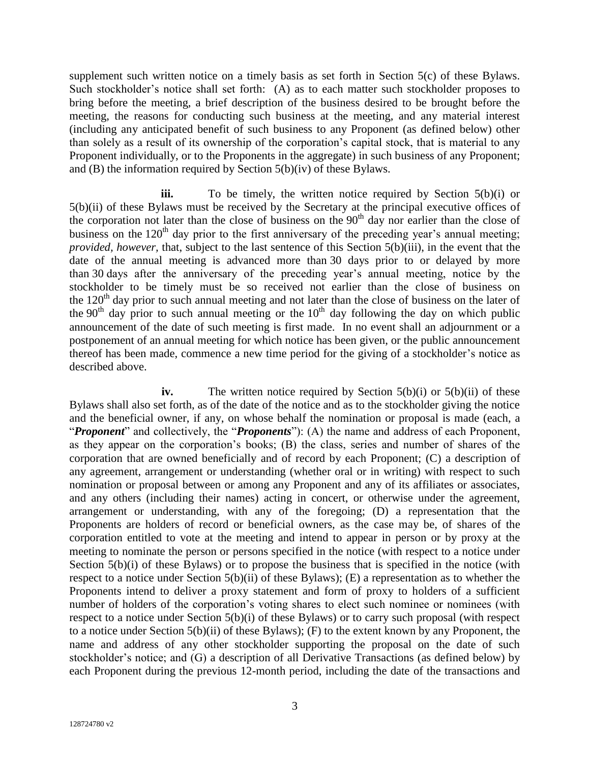supplement such written notice on a timely basis as set forth in Section 5(c) of these Bylaws. Such stockholder's notice shall set forth: (A) as to each matter such stockholder proposes to bring before the meeting, a brief description of the business desired to be brought before the meeting, the reasons for conducting such business at the meeting, and any material interest (including any anticipated benefit of such business to any Proponent (as defined below) other than solely as a result of its ownership of the corporation's capital stock, that is material to any Proponent individually, or to the Proponents in the aggregate) in such business of any Proponent; and (B) the information required by Section 5(b)(iv) of these Bylaws.

**iii.** To be timely, the written notice required by Section 5(b)(i) or 5(b)(ii) of these Bylaws must be received by the Secretary at the principal executive offices of the corporation not later than the close of business on the 90th day nor earlier than the close of business on the 120th day prior to the first anniversary of the preceding year's annual meeting; *provided, however,* that, subject to the last sentence of this Section 5(b)(iii), in the event that the date of the annual meeting is advanced more than 30 days prior to or delayed by more than 30 days after the anniversary of the preceding year's annual meeting, notice by the stockholder to be timely must be so received not earlier than the close of business on the 120th day prior to such annual meeting and not later than the close of business on the later of the 90th day prior to such annual meeting or the 10th day following the day on which public announcement of the date of such meeting is first made. In no event shall an adjournment or a postponement of an annual meeting for which notice has been given, or the public announcement thereof has been made, commence a new time period for the giving of a stockholder's notice as described above.

**iv.** The written notice required by Section 5(b)(i) or 5(b)(ii) of these Bylaws shall also set forth, as of the date of the notice and as to the stockholder giving the notice and the beneficial owner, if any, on whose behalf the nomination or proposal is made (each, a "***Proponent***" and collectively, the "***Proponents***"): (A) the name and address of each Proponent, as they appear on the corporation's books; (B) the class, series and number of shares of the corporation that are owned beneficially and of record by each Proponent; (C) a description of any agreement, arrangement or understanding (whether oral or in writing) with respect to such nomination or proposal between or among any Proponent and any of its affiliates or associates, and any others (including their names) acting in concert, or otherwise under the agreement, arrangement or understanding, with any of the foregoing; (D) a representation that the Proponents are holders of record or beneficial owners, as the case may be, of shares of the corporation entitled to vote at the meeting and intend to appear in person or by proxy at the meeting to nominate the person or persons specified in the notice (with respect to a notice under Section 5(b)(i) of these Bylaws) or to propose the business that is specified in the notice (with respect to a notice under Section 5(b)(ii) of these Bylaws); (E) a representation as to whether the Proponents intend to deliver a proxy statement and form of proxy to holders of a sufficient number of holders of the corporation's voting shares to elect such nominee or nominees (with respect to a notice under Section 5(b)(i) of these Bylaws) or to carry such proposal (with respect to a notice under Section 5(b)(ii) of these Bylaws); (F) to the extent known by any Proponent, the name and address of any other stockholder supporting the proposal on the date of such stockholder's notice; and (G) a description of all Derivative Transactions (as defined below) by each Proponent during the previous 12-month period, including the date of the transactions and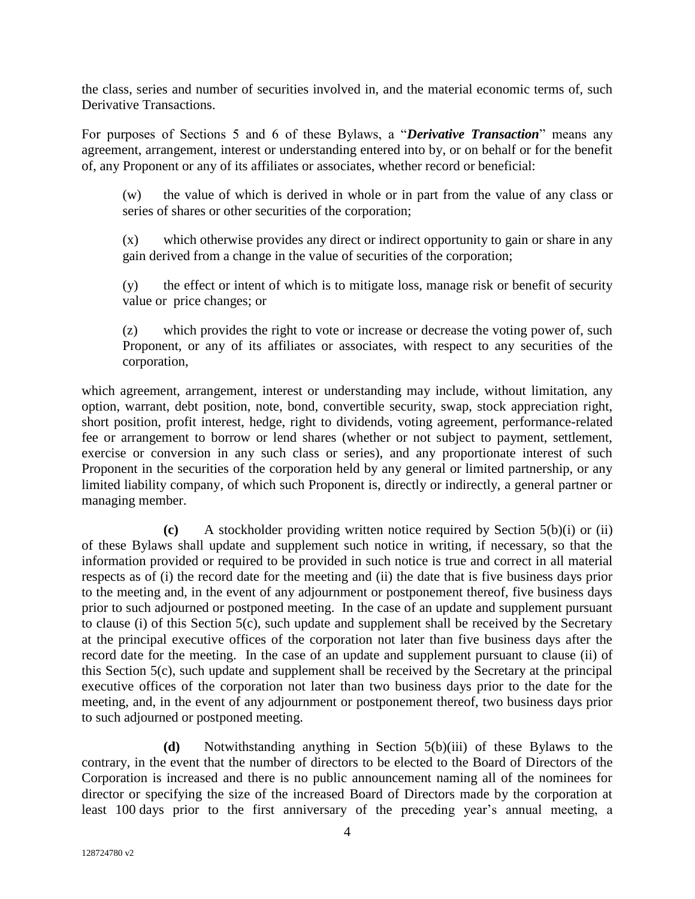the class, series and number of securities involved in, and the material economic terms of, such Derivative Transactions.

For purposes of Sections 5 and 6 of these Bylaws, a "***Derivative Transaction***" means any agreement, arrangement, interest or understanding entered into by, or on behalf or for the benefit of, any Proponent or any of its affiliates or associates, whether record or beneficial:

(w) the value of which is derived in whole or in part from the value of any class or series of shares or other securities of the corporation;

(x) which otherwise provides any direct or indirect opportunity to gain or share in any gain derived from a change in the value of securities of the corporation;

(y) the effect or intent of which is to mitigate loss, manage risk or benefit of security value or price changes; or

(z) which provides the right to vote or increase or decrease the voting power of, such Proponent, or any of its affiliates or associates, with respect to any securities of the corporation,

which agreement, arrangement, interest or understanding may include, without limitation, any option, warrant, debt position, note, bond, convertible security, swap, stock appreciation right, short position, profit interest, hedge, right to dividends, voting agreement, performance-related fee or arrangement to borrow or lend shares (whether or not subject to payment, settlement, exercise or conversion in any such class or series), and any proportionate interest of such Proponent in the securities of the corporation held by any general or limited partnership, or any limited liability company, of which such Proponent is, directly or indirectly, a general partner or managing member.

**(c)** A stockholder providing written notice required by Section 5(b)(i) or (ii) of these Bylaws shall update and supplement such notice in writing, if necessary, so that the information provided or required to be provided in such notice is true and correct in all material respects as of (i) the record date for the meeting and (ii) the date that is five business days prior to the meeting and, in the event of any adjournment or postponement thereof, five business days prior to such adjourned or postponed meeting. In the case of an update and supplement pursuant to clause (i) of this Section 5(c), such update and supplement shall be received by the Secretary at the principal executive offices of the corporation not later than five business days after the record date for the meeting. In the case of an update and supplement pursuant to clause (ii) of this Section 5(c), such update and supplement shall be received by the Secretary at the principal executive offices of the corporation not later than two business days prior to the date for the meeting, and, in the event of any adjournment or postponement thereof, two business days prior to such adjourned or postponed meeting.

**(d)** Notwithstanding anything in Section 5(b)(iii) of these Bylaws to the contrary, in the event that the number of directors to be elected to the Board of Directors of the Corporation is increased and there is no public announcement naming all of the nominees for director or specifying the size of the increased Board of Directors made by the corporation at least 100 days prior to the first anniversary of the preceding year's annual meeting, a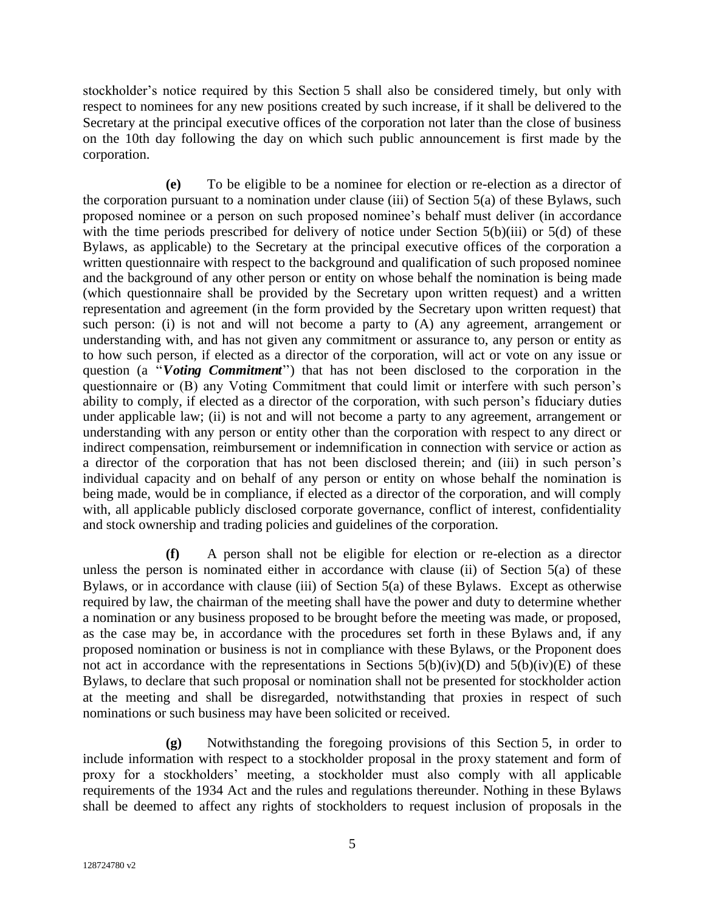stockholder's notice required by this Section 5 shall also be considered timely, but only with respect to nominees for any new positions created by such increase, if it shall be delivered to the Secretary at the principal executive offices of the corporation not later than the close of business on the 10th day following the day on which such public announcement is first made by the corporation.

**(e)** To be eligible to be a nominee for election or re-election as a director of the corporation pursuant to a nomination under clause (iii) of Section 5(a) of these Bylaws, such proposed nominee or a person on such proposed nominee's behalf must deliver (in accordance with the time periods prescribed for delivery of notice under Section 5(b)(iii) or 5(d) of these Bylaws, as applicable) to the Secretary at the principal executive offices of the corporation a written questionnaire with respect to the background and qualification of such proposed nominee and the background of any other person or entity on whose behalf the nomination is being made (which questionnaire shall be provided by the Secretary upon written request) and a written representation and agreement (in the form provided by the Secretary upon written request) that such person: (i) is not and will not become a party to (A) any agreement, arrangement or understanding with, and has not given any commitment or assurance to, any person or entity as to how such person, if elected as a director of the corporation, will act or vote on any issue or question (a "***Voting Commitment***") that has not been disclosed to the corporation in the questionnaire or (B) any Voting Commitment that could limit or interfere with such person's ability to comply, if elected as a director of the corporation, with such person's fiduciary duties under applicable law; (ii) is not and will not become a party to any agreement, arrangement or understanding with any person or entity other than the corporation with respect to any direct or indirect compensation, reimbursement or indemnification in connection with service or action as a director of the corporation that has not been disclosed therein; and (iii) in such person's individual capacity and on behalf of any person or entity on whose behalf the nomination is being made, would be in compliance, if elected as a director of the corporation, and will comply with, all applicable publicly disclosed corporate governance, conflict of interest, confidentiality and stock ownership and trading policies and guidelines of the corporation.

**(f)** A person shall not be eligible for election or re-election as a director unless the person is nominated either in accordance with clause (ii) of Section 5(a) of these Bylaws, or in accordance with clause (iii) of Section 5(a) of these Bylaws. Except as otherwise required by law, the chairman of the meeting shall have the power and duty to determine whether a nomination or any business proposed to be brought before the meeting was made, or proposed, as the case may be, in accordance with the procedures set forth in these Bylaws and, if any proposed nomination or business is not in compliance with these Bylaws, or the Proponent does not act in accordance with the representations in Sections 5(b)(iv)(D) and 5(b)(iv)(E) of these Bylaws, to declare that such proposal or nomination shall not be presented for stockholder action at the meeting and shall be disregarded, notwithstanding that proxies in respect of such nominations or such business may have been solicited or received.

**(g)** Notwithstanding the foregoing provisions of this Section 5, in order to include information with respect to a stockholder proposal in the proxy statement and form of proxy for a stockholders' meeting, a stockholder must also comply with all applicable requirements of the 1934 Act and the rules and regulations thereunder. Nothing in these Bylaws shall be deemed to affect any rights of stockholders to request inclusion of proposals in the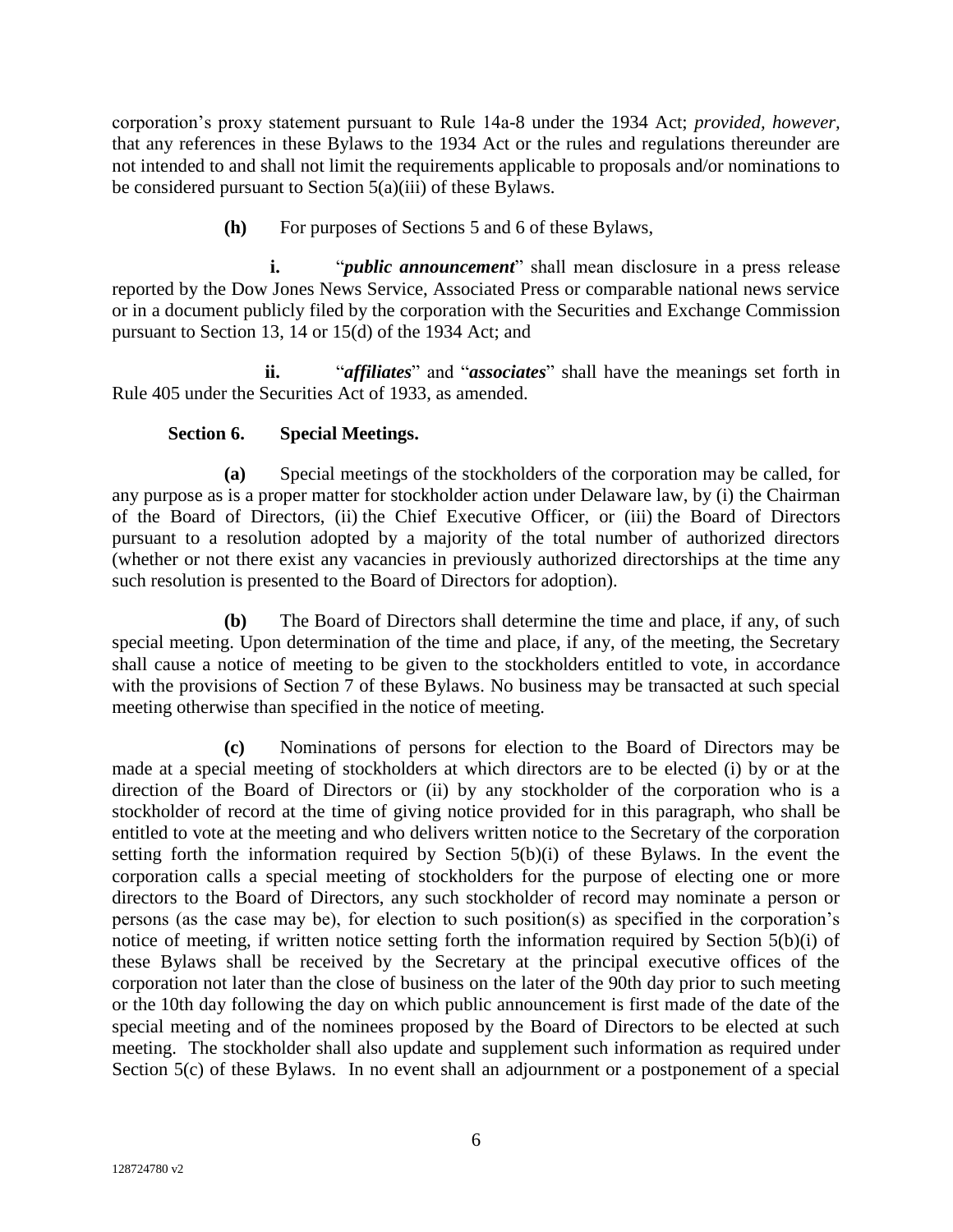corporation's proxy statement pursuant to Rule 14a-8 under the 1934 Act; *provided, however*, that any references in these Bylaws to the 1934 Act or the rules and regulations thereunder are not intended to and shall not limit the requirements applicable to proposals and/or nominations to be considered pursuant to Section 5(a)(iii) of these Bylaws.

**(h)** For purposes of Sections 5 and 6 of these Bylaws,

**i.** "***public announcement***" shall mean disclosure in a press release reported by the Dow Jones News Service, Associated Press or comparable national news service or in a document publicly filed by the corporation with the Securities and Exchange Commission pursuant to Section 13, 14 or 15(d) of the 1934 Act; and

**ii.** "***affiliates***" and "***associates***" shall have the meanings set forth in Rule 405 under the Securities Act of 1933, as amended.

**Section 6. Special Meetings.**

**(a)** Special meetings of the stockholders of the corporation may be called, for any purpose as is a proper matter for stockholder action under Delaware law, by (i) the Chairman of the Board of Directors, (ii) the Chief Executive Officer, or (iii) the Board of Directors pursuant to a resolution adopted by a majority of the total number of authorized directors (whether or not there exist any vacancies in previously authorized directorships at the time any such resolution is presented to the Board of Directors for adoption).

**(b)** The Board of Directors shall determine the time and place, if any, of such special meeting. Upon determination of the time and place, if any, of the meeting, the Secretary shall cause a notice of meeting to be given to the stockholders entitled to vote, in accordance with the provisions of Section 7 of these Bylaws. No business may be transacted at such special meeting otherwise than specified in the notice of meeting.

**(c)** Nominations of persons for election to the Board of Directors may be made at a special meeting of stockholders at which directors are to be elected (i) by or at the direction of the Board of Directors or (ii) by any stockholder of the corporation who is a stockholder of record at the time of giving notice provided for in this paragraph, who shall be entitled to vote at the meeting and who delivers written notice to the Secretary of the corporation setting forth the information required by Section 5(b)(i) of these Bylaws. In the event the corporation calls a special meeting of stockholders for the purpose of electing one or more directors to the Board of Directors, any such stockholder of record may nominate a person or persons (as the case may be), for election to such position(s) as specified in the corporation's notice of meeting, if written notice setting forth the information required by Section 5(b)(i) of these Bylaws shall be received by the Secretary at the principal executive offices of the corporation not later than the close of business on the later of the 90th day prior to such meeting or the 10th day following the day on which public announcement is first made of the date of the special meeting and of the nominees proposed by the Board of Directors to be elected at such meeting. The stockholder shall also update and supplement such information as required under Section 5(c) of these Bylaws. In no event shall an adjournment or a postponement of a special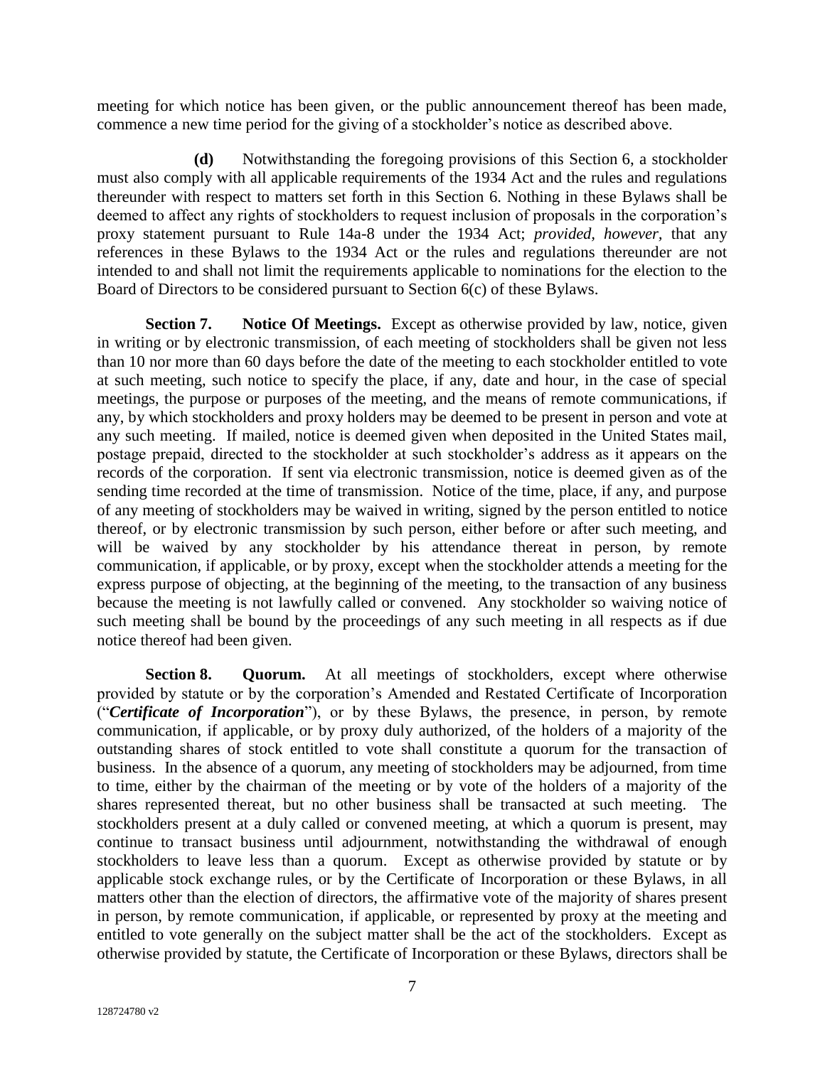meeting for which notice has been given, or the public announcement thereof has been made, commence a new time period for the giving of a stockholder's notice as described above.

**(d)** Notwithstanding the foregoing provisions of this Section 6, a stockholder must also comply with all applicable requirements of the 1934 Act and the rules and regulations thereunder with respect to matters set forth in this Section 6. Nothing in these Bylaws shall be deemed to affect any rights of stockholders to request inclusion of proposals in the corporation's proxy statement pursuant to Rule 14a-8 under the 1934 Act; *provided, however,* that any references in these Bylaws to the 1934 Act or the rules and regulations thereunder are not intended to and shall not limit the requirements applicable to nominations for the election to the Board of Directors to be considered pursuant to Section 6(c) of these Bylaws.

**Section 7. Notice Of Meetings.** Except as otherwise provided by law, notice, given in writing or by electronic transmission, of each meeting of stockholders shall be given not less than 10 nor more than 60 days before the date of the meeting to each stockholder entitled to vote at such meeting, such notice to specify the place, if any, date and hour, in the case of special meetings, the purpose or purposes of the meeting, and the means of remote communications, if any, by which stockholders and proxy holders may be deemed to be present in person and vote at any such meeting. If mailed, notice is deemed given when deposited in the United States mail, postage prepaid, directed to the stockholder at such stockholder's address as it appears on the records of the corporation. If sent via electronic transmission, notice is deemed given as of the sending time recorded at the time of transmission. Notice of the time, place, if any, and purpose of any meeting of stockholders may be waived in writing, signed by the person entitled to notice thereof, or by electronic transmission by such person, either before or after such meeting, and will be waived by any stockholder by his attendance thereat in person, by remote communication, if applicable, or by proxy, except when the stockholder attends a meeting for the express purpose of objecting, at the beginning of the meeting, to the transaction of any business because the meeting is not lawfully called or convened. Any stockholder so waiving notice of such meeting shall be bound by the proceedings of any such meeting in all respects as if due notice thereof had been given.

**Section 8. Quorum.** At all meetings of stockholders, except where otherwise provided by statute or by the corporation's Amended and Restated Certificate of Incorporation ("***Certificate of Incorporation***"), or by these Bylaws, the presence, in person, by remote communication, if applicable, or by proxy duly authorized, of the holders of a majority of the outstanding shares of stock entitled to vote shall constitute a quorum for the transaction of business. In the absence of a quorum, any meeting of stockholders may be adjourned, from time to time, either by the chairman of the meeting or by vote of the holders of a majority of the shares represented thereat, but no other business shall be transacted at such meeting. The stockholders present at a duly called or convened meeting, at which a quorum is present, may continue to transact business until adjournment, notwithstanding the withdrawal of enough stockholders to leave less than a quorum. Except as otherwise provided by statute or by applicable stock exchange rules, or by the Certificate of Incorporation or these Bylaws, in all matters other than the election of directors, the affirmative vote of the majority of shares present in person, by remote communication, if applicable, or represented by proxy at the meeting and entitled to vote generally on the subject matter shall be the act of the stockholders. Except as otherwise provided by statute, the Certificate of Incorporation or these Bylaws, directors shall be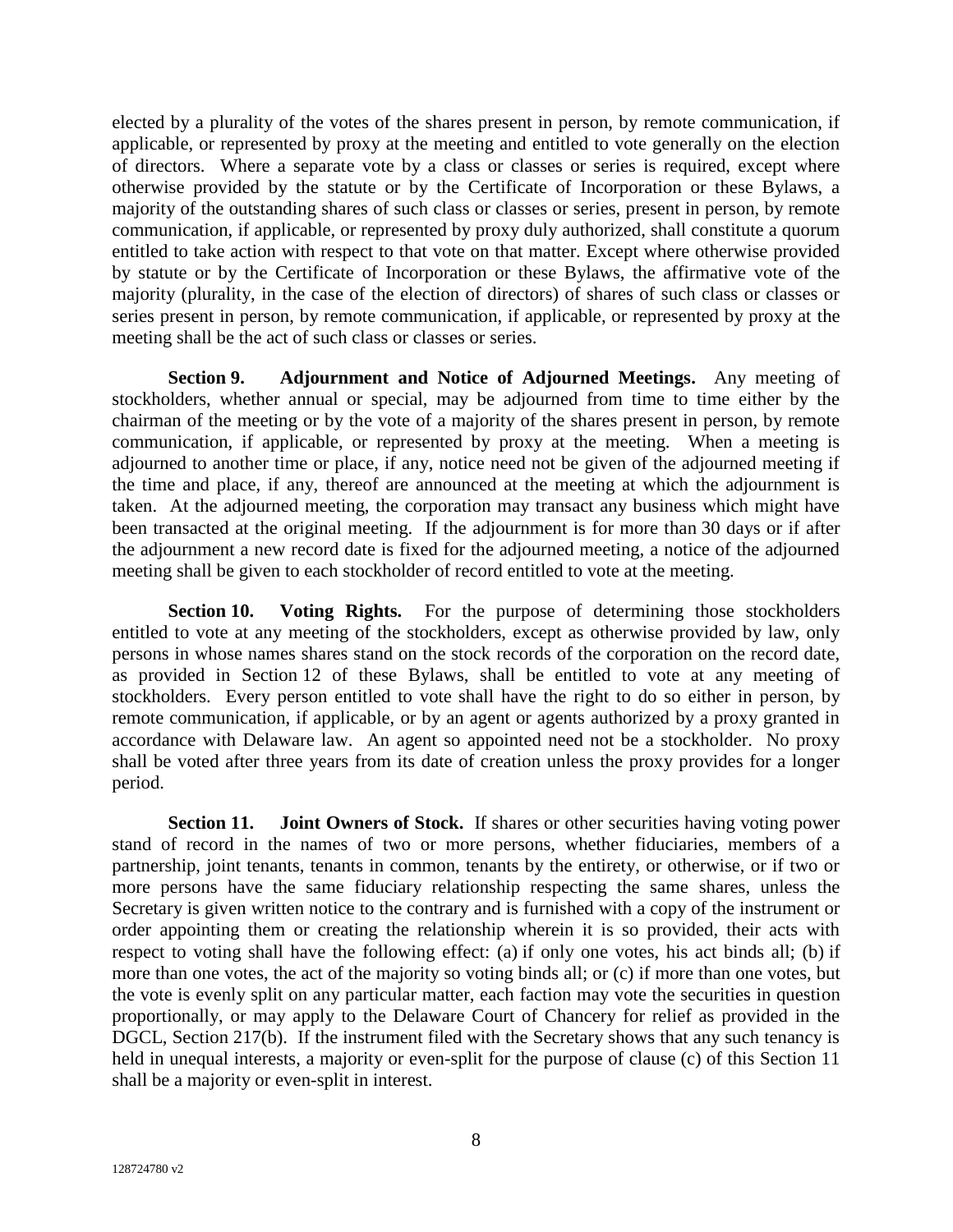elected by a plurality of the votes of the shares present in person, by remote communication, if applicable, or represented by proxy at the meeting and entitled to vote generally on the election of directors. Where a separate vote by a class or classes or series is required, except where otherwise provided by the statute or by the Certificate of Incorporation or these Bylaws, a majority of the outstanding shares of such class or classes or series, present in person, by remote communication, if applicable, or represented by proxy duly authorized, shall constitute a quorum entitled to take action with respect to that vote on that matter. Except where otherwise provided by statute or by the Certificate of Incorporation or these Bylaws, the affirmative vote of the majority (plurality, in the case of the election of directors) of shares of such class or classes or series present in person, by remote communication, if applicable, or represented by proxy at the meeting shall be the act of such class or classes or series.

**Section 9. Adjournment and Notice of Adjourned Meetings.** Any meeting of stockholders, whether annual or special, may be adjourned from time to time either by the chairman of the meeting or by the vote of a majority of the shares present in person, by remote communication, if applicable, or represented by proxy at the meeting. When a meeting is adjourned to another time or place, if any, notice need not be given of the adjourned meeting if the time and place, if any, thereof are announced at the meeting at which the adjournment is taken. At the adjourned meeting, the corporation may transact any business which might have been transacted at the original meeting. If the adjournment is for more than 30 days or if after the adjournment a new record date is fixed for the adjourned meeting, a notice of the adjourned meeting shall be given to each stockholder of record entitled to vote at the meeting.

**Section 10. Voting Rights.** For the purpose of determining those stockholders entitled to vote at any meeting of the stockholders, except as otherwise provided by law, only persons in whose names shares stand on the stock records of the corporation on the record date, as provided in Section 12 of these Bylaws, shall be entitled to vote at any meeting of stockholders. Every person entitled to vote shall have the right to do so either in person, by remote communication, if applicable, or by an agent or agents authorized by a proxy granted in accordance with Delaware law. An agent so appointed need not be a stockholder. No proxy shall be voted after three years from its date of creation unless the proxy provides for a longer period.

**Section 11. Joint Owners of Stock.** If shares or other securities having voting power stand of record in the names of two or more persons, whether fiduciaries, members of a partnership, joint tenants, tenants in common, tenants by the entirety, or otherwise, or if two or more persons have the same fiduciary relationship respecting the same shares, unless the Secretary is given written notice to the contrary and is furnished with a copy of the instrument or order appointing them or creating the relationship wherein it is so provided, their acts with respect to voting shall have the following effect: (a) if only one votes, his act binds all; (b) if more than one votes, the act of the majority so voting binds all; or (c) if more than one votes, but the vote is evenly split on any particular matter, each faction may vote the securities in question proportionally, or may apply to the Delaware Court of Chancery for relief as provided in the DGCL, Section 217(b). If the instrument filed with the Secretary shows that any such tenancy is held in unequal interests, a majority or even-split for the purpose of clause (c) of this Section 11 shall be a majority or even-split in interest.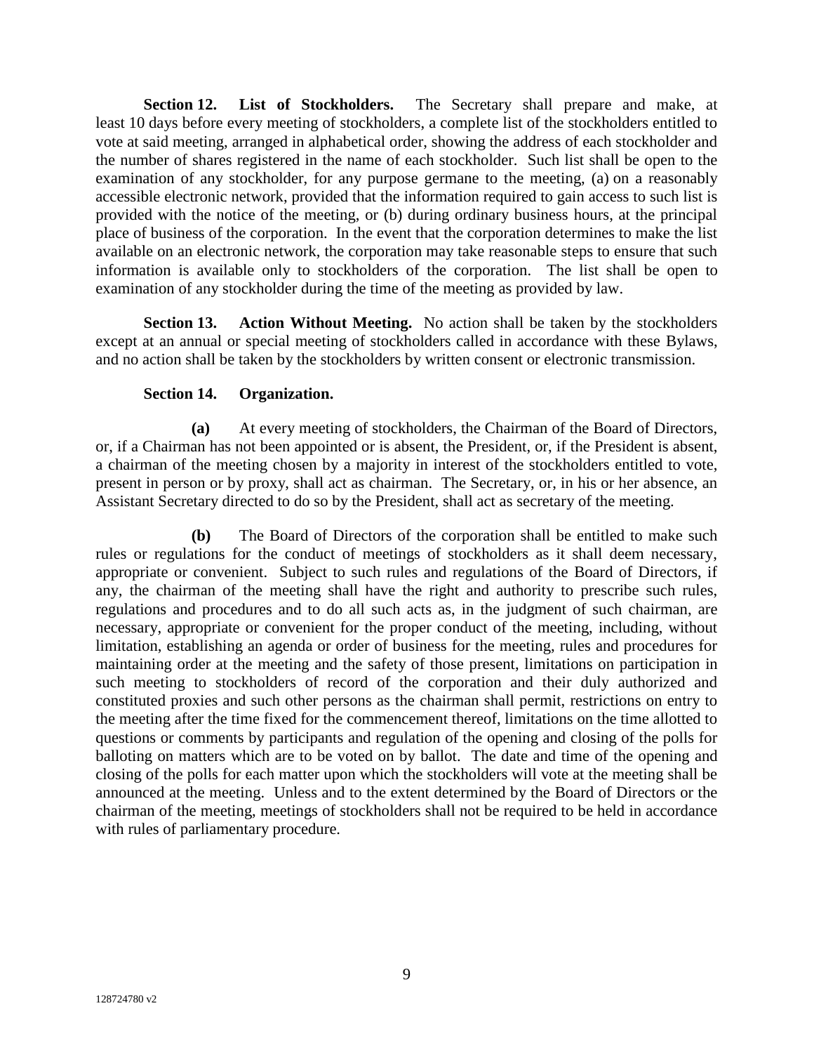**Section 12. List of Stockholders.** The Secretary shall prepare and make, at least 10 days before every meeting of stockholders, a complete list of the stockholders entitled to vote at said meeting, arranged in alphabetical order, showing the address of each stockholder and the number of shares registered in the name of each stockholder. Such list shall be open to the examination of any stockholder, for any purpose germane to the meeting, (a) on a reasonably accessible electronic network, provided that the information required to gain access to such list is provided with the notice of the meeting, or (b) during ordinary business hours, at the principal place of business of the corporation. In the event that the corporation determines to make the list available on an electronic network, the corporation may take reasonable steps to ensure that such information is available only to stockholders of the corporation. The list shall be open to examination of any stockholder during the time of the meeting as provided by law.

**Section 13. Action Without Meeting.** No action shall be taken by the stockholders except at an annual or special meeting of stockholders called in accordance with these Bylaws, and no action shall be taken by the stockholders by written consent or electronic transmission.

**Section 14. Organization.**

**(a)** At every meeting of stockholders, the Chairman of the Board of Directors, or, if a Chairman has not been appointed or is absent, the President, or, if the President is absent, a chairman of the meeting chosen by a majority in interest of the stockholders entitled to vote, present in person or by proxy, shall act as chairman. The Secretary, or, in his or her absence, an Assistant Secretary directed to do so by the President, shall act as secretary of the meeting.

**(b)** The Board of Directors of the corporation shall be entitled to make such rules or regulations for the conduct of meetings of stockholders as it shall deem necessary, appropriate or convenient. Subject to such rules and regulations of the Board of Directors, if any, the chairman of the meeting shall have the right and authority to prescribe such rules, regulations and procedures and to do all such acts as, in the judgment of such chairman, are necessary, appropriate or convenient for the proper conduct of the meeting, including, without limitation, establishing an agenda or order of business for the meeting, rules and procedures for maintaining order at the meeting and the safety of those present, limitations on participation in such meeting to stockholders of record of the corporation and their duly authorized and constituted proxies and such other persons as the chairman shall permit, restrictions on entry to the meeting after the time fixed for the commencement thereof, limitations on the time allotted to questions or comments by participants and regulation of the opening and closing of the polls for balloting on matters which are to be voted on by ballot. The date and time of the opening and closing of the polls for each matter upon which the stockholders will vote at the meeting shall be announced at the meeting. Unless and to the extent determined by the Board of Directors or the chairman of the meeting, meetings of stockholders shall not be required to be held in accordance with rules of parliamentary procedure.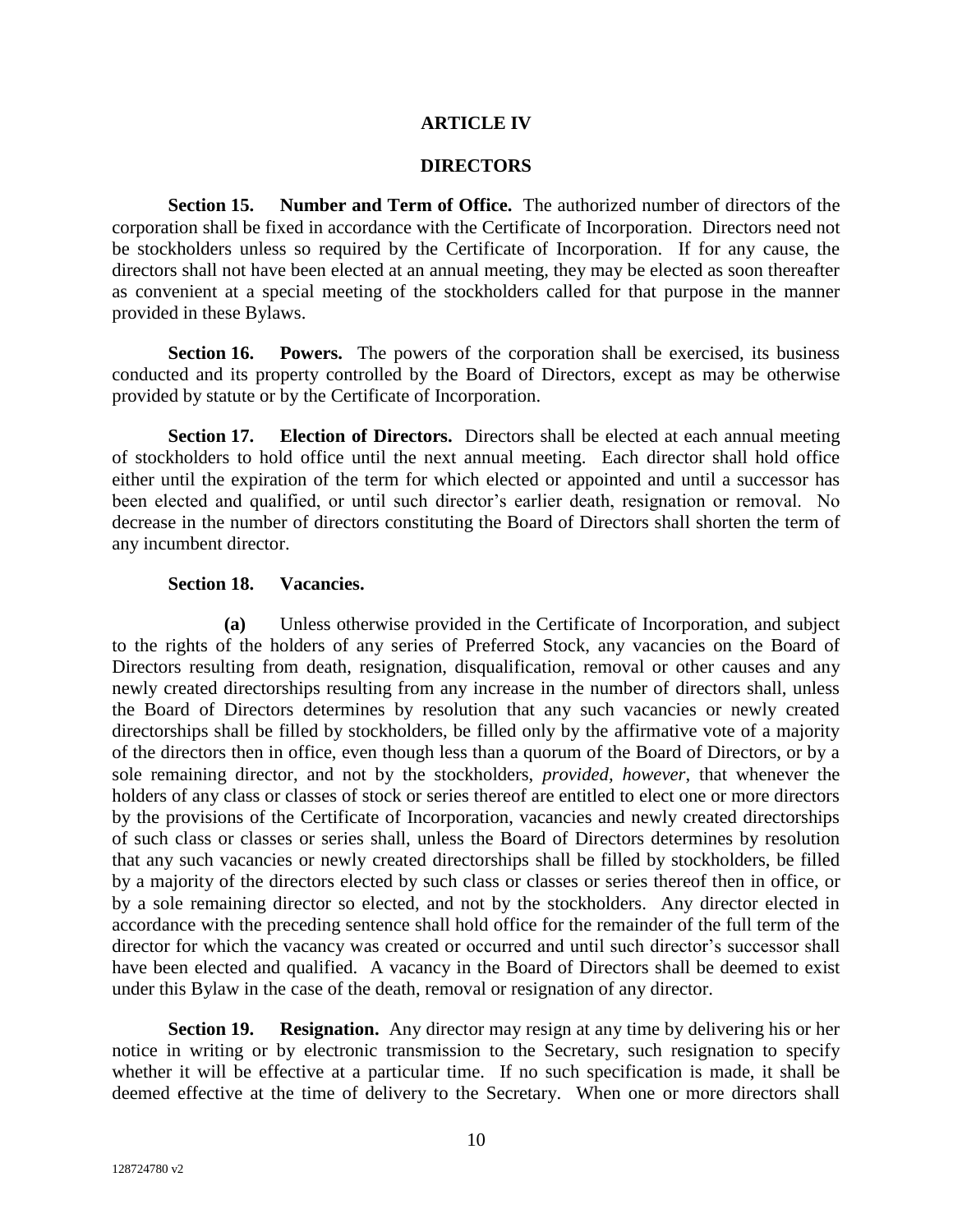## ARTICLE IV

## DIRECTORS

**Section 15. Number and Term of Office.** The authorized number of directors of the corporation shall be fixed in accordance with the Certificate of Incorporation. Directors need not be stockholders unless so required by the Certificate of Incorporation. If for any cause, the directors shall not have been elected at an annual meeting, they may be elected as soon thereafter as convenient at a special meeting of the stockholders called for that purpose in the manner provided in these Bylaws.

**Section 16. Powers.** The powers of the corporation shall be exercised, its business conducted and its property controlled by the Board of Directors, except as may be otherwise provided by statute or by the Certificate of Incorporation.

**Section 17. Election of Directors.** Directors shall be elected at each annual meeting of stockholders to hold office until the next annual meeting. Each director shall hold office either until the expiration of the term for which elected or appointed and until a successor has been elected and qualified, or until such director's earlier death, resignation or removal. No decrease in the number of directors constituting the Board of Directors shall shorten the term of any incumbent director.

**Section 18. Vacancies.**

**(a)** Unless otherwise provided in the Certificate of Incorporation, and subject to the rights of the holders of any series of Preferred Stock, any vacancies on the Board of Directors resulting from death, resignation, disqualification, removal or other causes and any newly created directorships resulting from any increase in the number of directors shall, unless the Board of Directors determines by resolution that any such vacancies or newly created directorships shall be filled by stockholders, be filled only by the affirmative vote of a majority of the directors then in office, even though less than a quorum of the Board of Directors, or by a sole remaining director, and not by the stockholders, *provided, however*, that whenever the holders of any class or classes of stock or series thereof are entitled to elect one or more directors by the provisions of the Certificate of Incorporation, vacancies and newly created directorships of such class or classes or series shall, unless the Board of Directors determines by resolution that any such vacancies or newly created directorships shall be filled by stockholders, be filled by a majority of the directors elected by such class or classes or series thereof then in office, or by a sole remaining director so elected, and not by the stockholders. Any director elected in accordance with the preceding sentence shall hold office for the remainder of the full term of the director for which the vacancy was created or occurred and until such director's successor shall have been elected and qualified. A vacancy in the Board of Directors shall be deemed to exist under this Bylaw in the case of the death, removal or resignation of any director.

**Section 19. Resignation.** Any director may resign at any time by delivering his or her notice in writing or by electronic transmission to the Secretary, such resignation to specify whether it will be effective at a particular time. If no such specification is made, it shall be deemed effective at the time of delivery to the Secretary. When one or more directors shall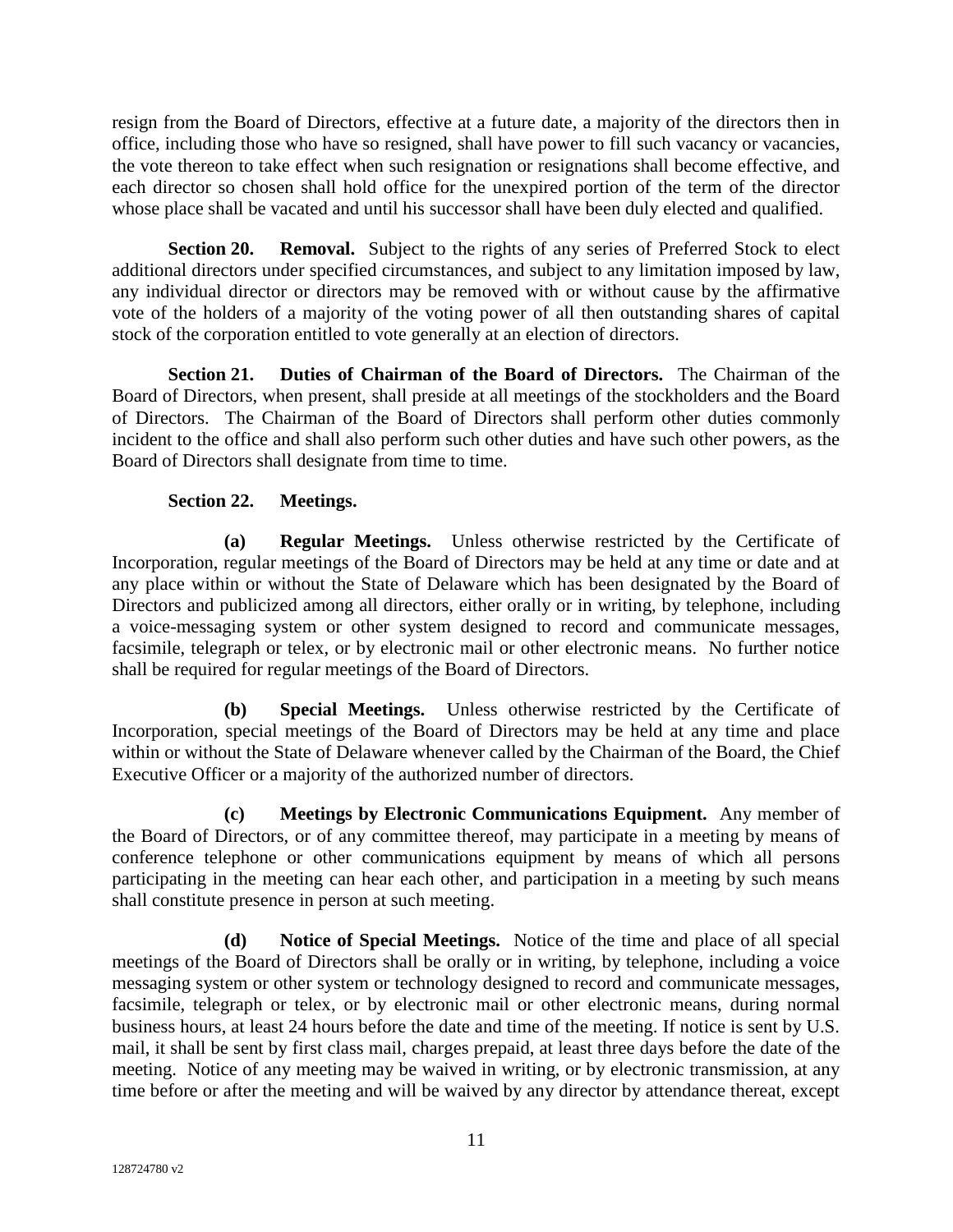resign from the Board of Directors, effective at a future date, a majority of the directors then in office, including those who have so resigned, shall have power to fill such vacancy or vacancies, the vote thereon to take effect when such resignation or resignations shall become effective, and each director so chosen shall hold office for the unexpired portion of the term of the director whose place shall be vacated and until his successor shall have been duly elected and qualified.

**Section 20. Removal.** Subject to the rights of any series of Preferred Stock to elect additional directors under specified circumstances, and subject to any limitation imposed by law, any individual director or directors may be removed with or without cause by the affirmative vote of the holders of a majority of the voting power of all then outstanding shares of capital stock of the corporation entitled to vote generally at an election of directors.

**Section 21. Duties of Chairman of the Board of Directors.** The Chairman of the Board of Directors, when present, shall preside at all meetings of the stockholders and the Board of Directors. The Chairman of the Board of Directors shall perform other duties commonly incident to the office and shall also perform such other duties and have such other powers, as the Board of Directors shall designate from time to time.

**Section 22. Meetings.**

**(a) Regular Meetings.** Unless otherwise restricted by the Certificate of Incorporation, regular meetings of the Board of Directors may be held at any time or date and at any place within or without the State of Delaware which has been designated by the Board of Directors and publicized among all directors, either orally or in writing, by telephone, including a voice-messaging system or other system designed to record and communicate messages, facsimile, telegraph or telex, or by electronic mail or other electronic means. No further notice shall be required for regular meetings of the Board of Directors.

**(b) Special Meetings.** Unless otherwise restricted by the Certificate of Incorporation, special meetings of the Board of Directors may be held at any time and place within or without the State of Delaware whenever called by the Chairman of the Board, the Chief Executive Officer or a majority of the authorized number of directors.

**(c) Meetings by Electronic Communications Equipment.** Any member of the Board of Directors, or of any committee thereof, may participate in a meeting by means of conference telephone or other communications equipment by means of which all persons participating in the meeting can hear each other, and participation in a meeting by such means shall constitute presence in person at such meeting.

**(d) Notice of Special Meetings.** Notice of the time and place of all special meetings of the Board of Directors shall be orally or in writing, by telephone, including a voice messaging system or other system or technology designed to record and communicate messages, facsimile, telegraph or telex, or by electronic mail or other electronic means, during normal business hours, at least 24 hours before the date and time of the meeting. If notice is sent by U.S. mail, it shall be sent by first class mail, charges prepaid, at least three days before the date of the meeting. Notice of any meeting may be waived in writing, or by electronic transmission, at any time before or after the meeting and will be waived by any director by attendance thereat, except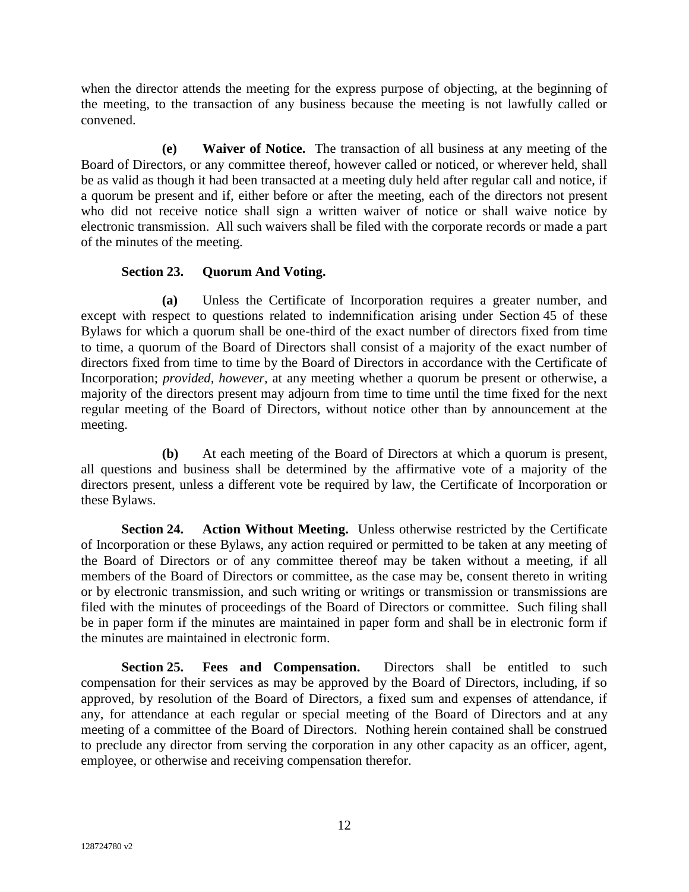when the director attends the meeting for the express purpose of objecting, at the beginning of the meeting, to the transaction of any business because the meeting is not lawfully called or convened.

**(e) Waiver of Notice.** The transaction of all business at any meeting of the Board of Directors, or any committee thereof, however called or noticed, or wherever held, shall be as valid as though it had been transacted at a meeting duly held after regular call and notice, if a quorum be present and if, either before or after the meeting, each of the directors not present who did not receive notice shall sign a written waiver of notice or shall waive notice by electronic transmission. All such waivers shall be filed with the corporate records or made a part of the minutes of the meeting.

**Section 23. Quorum And Voting.**

**(a)** Unless the Certificate of Incorporation requires a greater number, and except with respect to questions related to indemnification arising under Section 45 of these Bylaws for which a quorum shall be one-third of the exact number of directors fixed from time to time, a quorum of the Board of Directors shall consist of a majority of the exact number of directors fixed from time to time by the Board of Directors in accordance with the Certificate of Incorporation; *provided*, *however*, at any meeting whether a quorum be present or otherwise, a majority of the directors present may adjourn from time to time until the time fixed for the next regular meeting of the Board of Directors, without notice other than by announcement at the meeting.

**(b)** At each meeting of the Board of Directors at which a quorum is present, all questions and business shall be determined by the affirmative vote of a majority of the directors present, unless a different vote be required by law, the Certificate of Incorporation or these Bylaws.

**Section 24. Action Without Meeting.** Unless otherwise restricted by the Certificate of Incorporation or these Bylaws, any action required or permitted to be taken at any meeting of the Board of Directors or of any committee thereof may be taken without a meeting, if all members of the Board of Directors or committee, as the case may be, consent thereto in writing or by electronic transmission, and such writing or writings or transmission or transmissions are filed with the minutes of proceedings of the Board of Directors or committee. Such filing shall be in paper form if the minutes are maintained in paper form and shall be in electronic form if the minutes are maintained in electronic form.

**Section 25. Fees and Compensation.** Directors shall be entitled to such compensation for their services as may be approved by the Board of Directors, including, if so approved, by resolution of the Board of Directors, a fixed sum and expenses of attendance, if any, for attendance at each regular or special meeting of the Board of Directors and at any meeting of a committee of the Board of Directors. Nothing herein contained shall be construed to preclude any director from serving the corporation in any other capacity as an officer, agent, employee, or otherwise and receiving compensation therefor.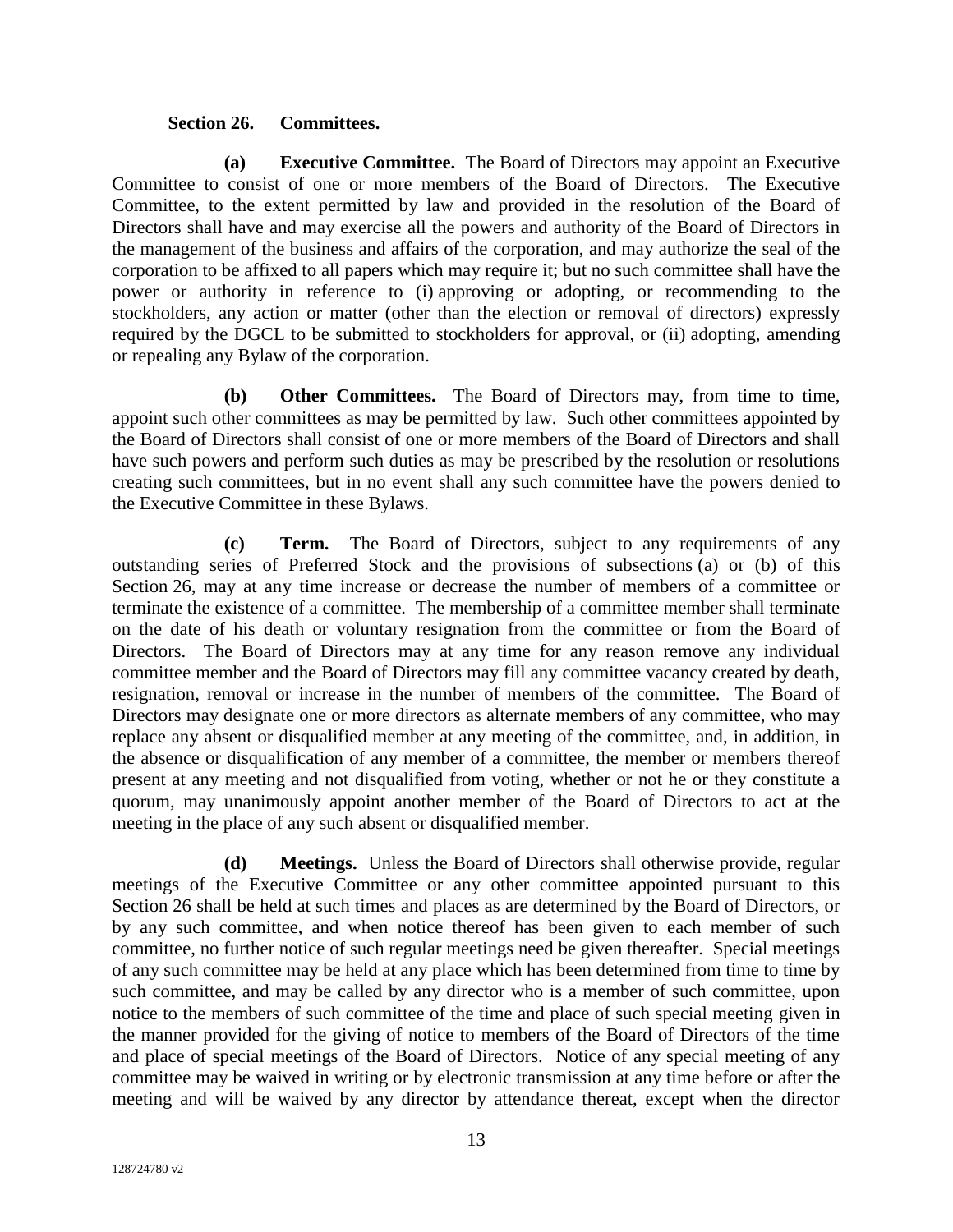**Section 26. Committees.**

**(a) Executive Committee.** The Board of Directors may appoint an Executive Committee to consist of one or more members of the Board of Directors. The Executive Committee, to the extent permitted by law and provided in the resolution of the Board of Directors shall have and may exercise all the powers and authority of the Board of Directors in the management of the business and affairs of the corporation, and may authorize the seal of the corporation to be affixed to all papers which may require it; but no such committee shall have the power or authority in reference to (i) approving or adopting, or recommending to the stockholders, any action or matter (other than the election or removal of directors) expressly required by the DGCL to be submitted to stockholders for approval, or (ii) adopting, amending or repealing any Bylaw of the corporation.

**(b) Other Committees.** The Board of Directors may, from time to time, appoint such other committees as may be permitted by law. Such other committees appointed by the Board of Directors shall consist of one or more members of the Board of Directors and shall have such powers and perform such duties as may be prescribed by the resolution or resolutions creating such committees, but in no event shall any such committee have the powers denied to the Executive Committee in these Bylaws.

**(c) Term.** The Board of Directors, subject to any requirements of any outstanding series of Preferred Stock and the provisions of subsections (a) or (b) of this Section 26, may at any time increase or decrease the number of members of a committee or terminate the existence of a committee. The membership of a committee member shall terminate on the date of his death or voluntary resignation from the committee or from the Board of Directors. The Board of Directors may at any time for any reason remove any individual committee member and the Board of Directors may fill any committee vacancy created by death, resignation, removal or increase in the number of members of the committee. The Board of Directors may designate one or more directors as alternate members of any committee, who may replace any absent or disqualified member at any meeting of the committee, and, in addition, in the absence or disqualification of any member of a committee, the member or members thereof present at any meeting and not disqualified from voting, whether or not he or they constitute a quorum, may unanimously appoint another member of the Board of Directors to act at the meeting in the place of any such absent or disqualified member.

**(d) Meetings.** Unless the Board of Directors shall otherwise provide, regular meetings of the Executive Committee or any other committee appointed pursuant to this Section 26 shall be held at such times and places as are determined by the Board of Directors, or by any such committee, and when notice thereof has been given to each member of such committee, no further notice of such regular meetings need be given thereafter. Special meetings of any such committee may be held at any place which has been determined from time to time by such committee, and may be called by any director who is a member of such committee, upon notice to the members of such committee of the time and place of such special meeting given in the manner provided for the giving of notice to members of the Board of Directors of the time and place of special meetings of the Board of Directors. Notice of any special meeting of any committee may be waived in writing or by electronic transmission at any time before or after the meeting and will be waived by any director by attendance thereat, except when the director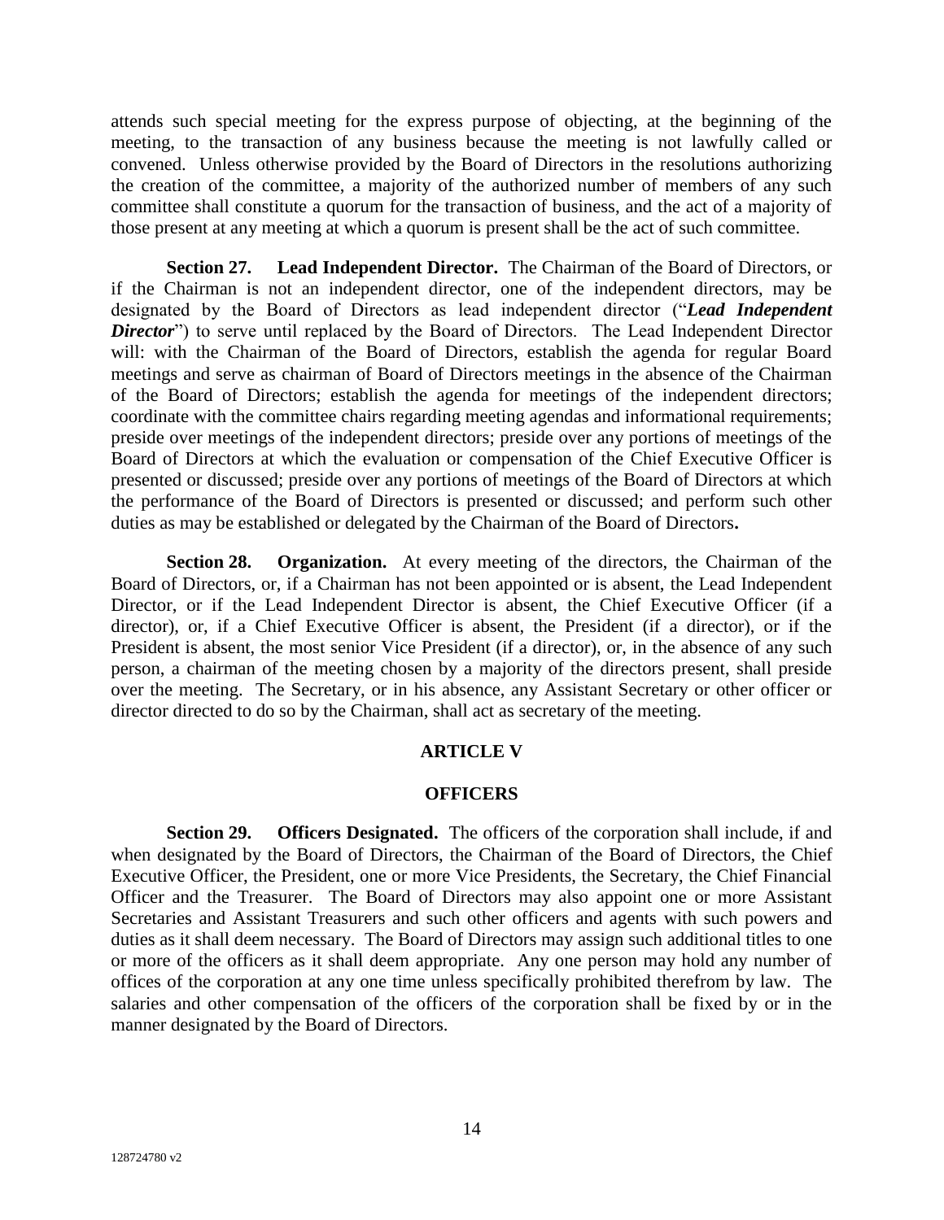attends such special meeting for the express purpose of objecting, at the beginning of the meeting, to the transaction of any business because the meeting is not lawfully called or convened. Unless otherwise provided by the Board of Directors in the resolutions authorizing the creation of the committee, a majority of the authorized number of members of any such committee shall constitute a quorum for the transaction of business, and the act of a majority of those present at any meeting at which a quorum is present shall be the act of such committee.

**Section 27. Lead Independent Director.** The Chairman of the Board of Directors, or if the Chairman is not an independent director, one of the independent directors, may be designated by the Board of Directors as lead independent director ("***Lead Independent Director***") to serve until replaced by the Board of Directors. The Lead Independent Director will: with the Chairman of the Board of Directors, establish the agenda for regular Board meetings and serve as chairman of Board of Directors meetings in the absence of the Chairman of the Board of Directors; establish the agenda for meetings of the independent directors; coordinate with the committee chairs regarding meeting agendas and informational requirements; preside over meetings of the independent directors; preside over any portions of meetings of the Board of Directors at which the evaluation or compensation of the Chief Executive Officer is presented or discussed; preside over any portions of meetings of the Board of Directors at which the performance of the Board of Directors is presented or discussed; and perform such other duties as may be established or delegated by the Chairman of the Board of Directors**.**

**Section 28. Organization.** At every meeting of the directors, the Chairman of the Board of Directors, or, if a Chairman has not been appointed or is absent, the Lead Independent Director, or if the Lead Independent Director is absent, the Chief Executive Officer (if a director), or, if a Chief Executive Officer is absent, the President (if a director), or if the President is absent, the most senior Vice President (if a director), or, in the absence of any such person, a chairman of the meeting chosen by a majority of the directors present, shall preside over the meeting. The Secretary, or in his absence, any Assistant Secretary or other officer or director directed to do so by the Chairman, shall act as secretary of the meeting.

## ARTICLE V

## OFFICERS

**Section 29. Officers Designated.** The officers of the corporation shall include, if and when designated by the Board of Directors, the Chairman of the Board of Directors, the Chief Executive Officer, the President, one or more Vice Presidents, the Secretary, the Chief Financial Officer and the Treasurer. The Board of Directors may also appoint one or more Assistant Secretaries and Assistant Treasurers and such other officers and agents with such powers and duties as it shall deem necessary. The Board of Directors may assign such additional titles to one or more of the officers as it shall deem appropriate. Any one person may hold any number of offices of the corporation at any one time unless specifically prohibited therefrom by law. The salaries and other compensation of the officers of the corporation shall be fixed by or in the manner designated by the Board of Directors.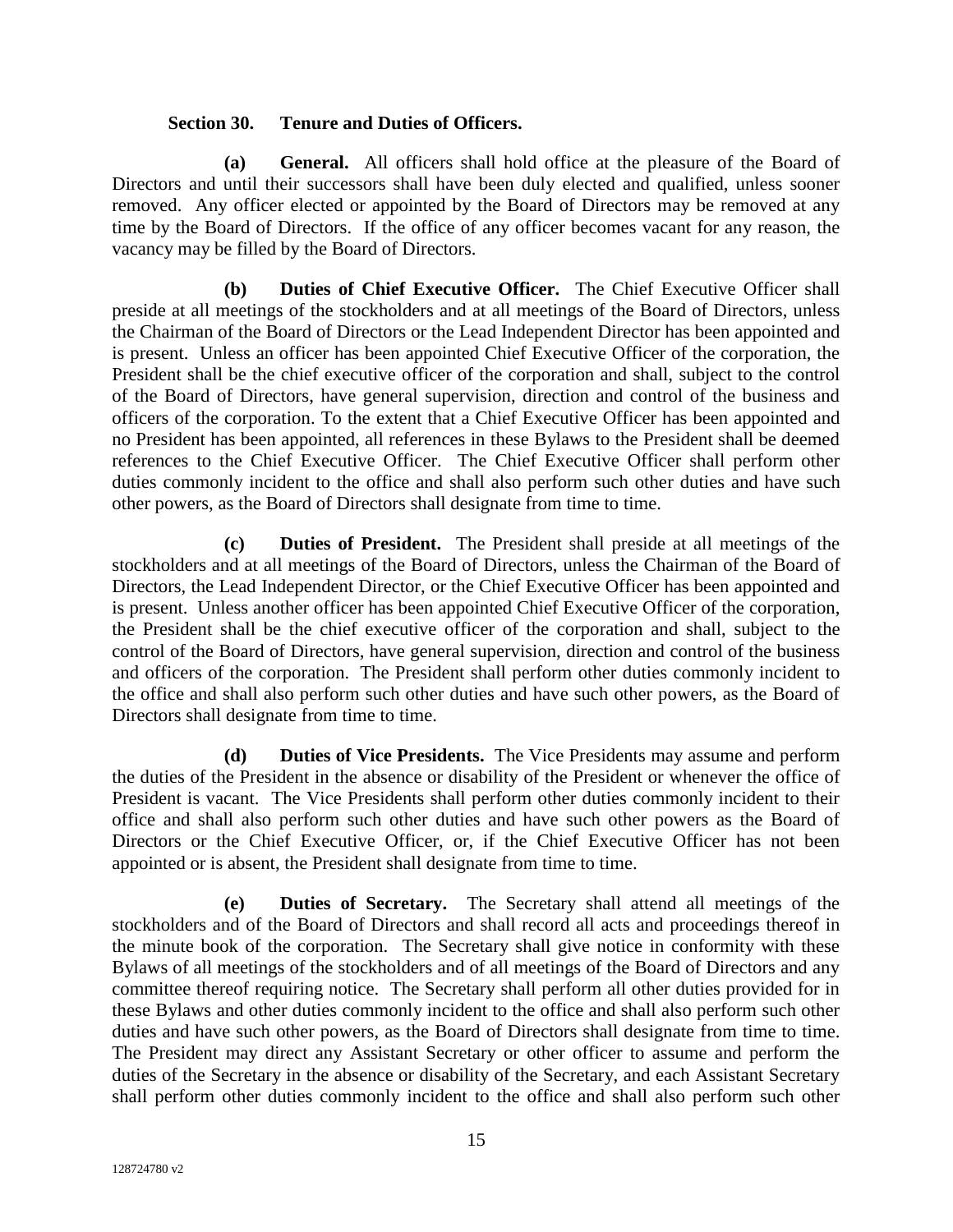**Section 30. Tenure and Duties of Officers.**

**(a) General.** All officers shall hold office at the pleasure of the Board of Directors and until their successors shall have been duly elected and qualified, unless sooner removed. Any officer elected or appointed by the Board of Directors may be removed at any time by the Board of Directors. If the office of any officer becomes vacant for any reason, the vacancy may be filled by the Board of Directors.

**(b) Duties of Chief Executive Officer.** The Chief Executive Officer shall preside at all meetings of the stockholders and at all meetings of the Board of Directors, unless the Chairman of the Board of Directors or the Lead Independent Director has been appointed and is present. Unless an officer has been appointed Chief Executive Officer of the corporation, the President shall be the chief executive officer of the corporation and shall, subject to the control of the Board of Directors, have general supervision, direction and control of the business and officers of the corporation. To the extent that a Chief Executive Officer has been appointed and no President has been appointed, all references in these Bylaws to the President shall be deemed references to the Chief Executive Officer. The Chief Executive Officer shall perform other duties commonly incident to the office and shall also perform such other duties and have such other powers, as the Board of Directors shall designate from time to time.

**(c) Duties of President.** The President shall preside at all meetings of the stockholders and at all meetings of the Board of Directors, unless the Chairman of the Board of Directors, the Lead Independent Director, or the Chief Executive Officer has been appointed and is present. Unless another officer has been appointed Chief Executive Officer of the corporation, the President shall be the chief executive officer of the corporation and shall, subject to the control of the Board of Directors, have general supervision, direction and control of the business and officers of the corporation. The President shall perform other duties commonly incident to the office and shall also perform such other duties and have such other powers, as the Board of Directors shall designate from time to time.

**(d) Duties of Vice Presidents.** The Vice Presidents may assume and perform the duties of the President in the absence or disability of the President or whenever the office of President is vacant. The Vice Presidents shall perform other duties commonly incident to their office and shall also perform such other duties and have such other powers as the Board of Directors or the Chief Executive Officer, or, if the Chief Executive Officer has not been appointed or is absent, the President shall designate from time to time.

**(e) Duties of Secretary.** The Secretary shall attend all meetings of the stockholders and of the Board of Directors and shall record all acts and proceedings thereof in the minute book of the corporation. The Secretary shall give notice in conformity with these Bylaws of all meetings of the stockholders and of all meetings of the Board of Directors and any committee thereof requiring notice. The Secretary shall perform all other duties provided for in these Bylaws and other duties commonly incident to the office and shall also perform such other duties and have such other powers, as the Board of Directors shall designate from time to time. The President may direct any Assistant Secretary or other officer to assume and perform the duties of the Secretary in the absence or disability of the Secretary, and each Assistant Secretary shall perform other duties commonly incident to the office and shall also perform such other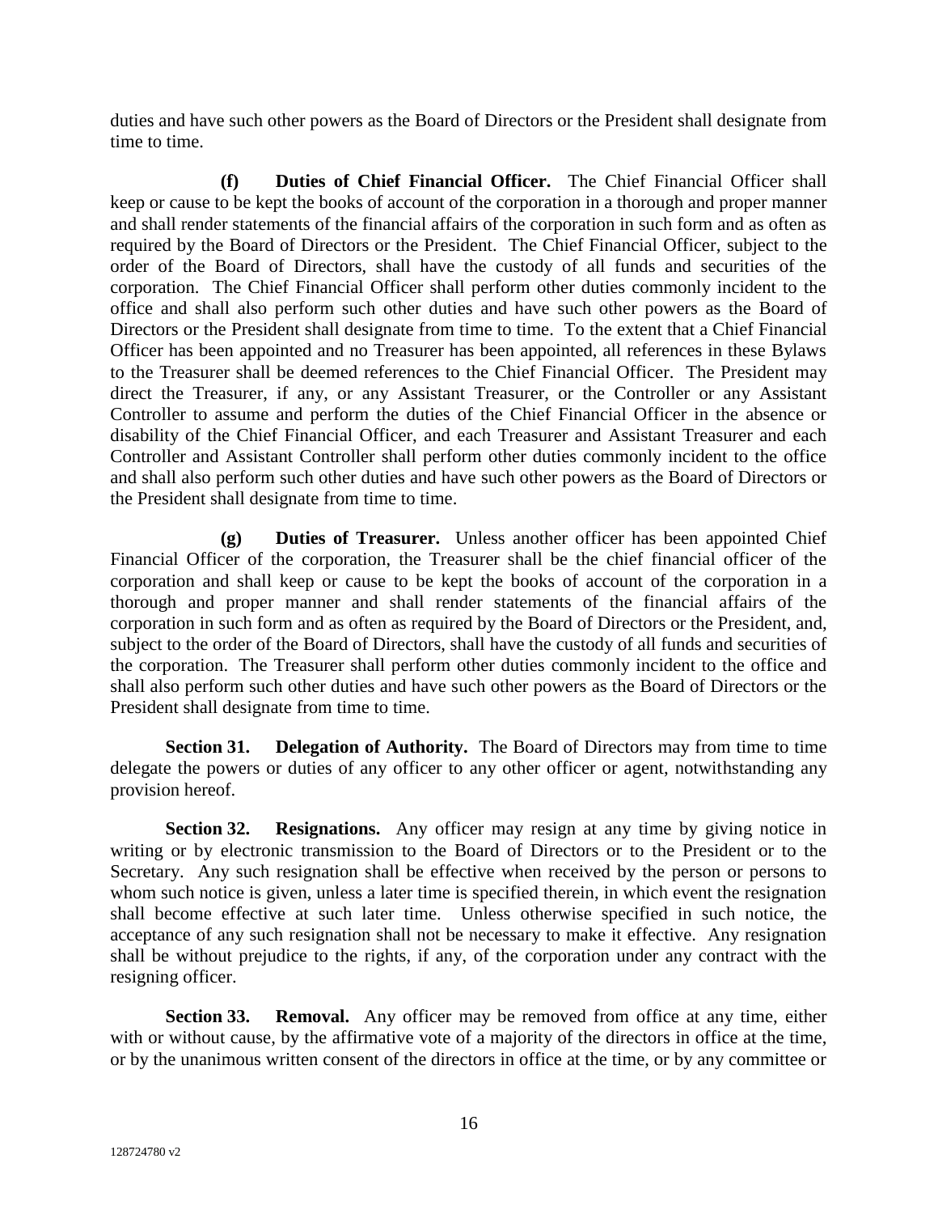duties and have such other powers as the Board of Directors or the President shall designate from time to time.

**(f) Duties of Chief Financial Officer.** The Chief Financial Officer shall keep or cause to be kept the books of account of the corporation in a thorough and proper manner and shall render statements of the financial affairs of the corporation in such form and as often as required by the Board of Directors or the President. The Chief Financial Officer, subject to the order of the Board of Directors, shall have the custody of all funds and securities of the corporation. The Chief Financial Officer shall perform other duties commonly incident to the office and shall also perform such other duties and have such other powers as the Board of Directors or the President shall designate from time to time. To the extent that a Chief Financial Officer has been appointed and no Treasurer has been appointed, all references in these Bylaws to the Treasurer shall be deemed references to the Chief Financial Officer. The President may direct the Treasurer, if any, or any Assistant Treasurer, or the Controller or any Assistant Controller to assume and perform the duties of the Chief Financial Officer in the absence or disability of the Chief Financial Officer, and each Treasurer and Assistant Treasurer and each Controller and Assistant Controller shall perform other duties commonly incident to the office and shall also perform such other duties and have such other powers as the Board of Directors or the President shall designate from time to time.

**(g) Duties of Treasurer.** Unless another officer has been appointed Chief Financial Officer of the corporation, the Treasurer shall be the chief financial officer of the corporation and shall keep or cause to be kept the books of account of the corporation in a thorough and proper manner and shall render statements of the financial affairs of the corporation in such form and as often as required by the Board of Directors or the President, and, subject to the order of the Board of Directors, shall have the custody of all funds and securities of the corporation. The Treasurer shall perform other duties commonly incident to the office and shall also perform such other duties and have such other powers as the Board of Directors or the President shall designate from time to time.

**Section 31. Delegation of Authority.** The Board of Directors may from time to time delegate the powers or duties of any officer to any other officer or agent, notwithstanding any provision hereof.

**Section 32. Resignations.** Any officer may resign at any time by giving notice in writing or by electronic transmission to the Board of Directors or to the President or to the Secretary. Any such resignation shall be effective when received by the person or persons to whom such notice is given, unless a later time is specified therein, in which event the resignation shall become effective at such later time. Unless otherwise specified in such notice, the acceptance of any such resignation shall not be necessary to make it effective. Any resignation shall be without prejudice to the rights, if any, of the corporation under any contract with the resigning officer.

**Section 33. Removal.** Any officer may be removed from office at any time, either with or without cause, by the affirmative vote of a majority of the directors in office at the time, or by the unanimous written consent of the directors in office at the time, or by any committee or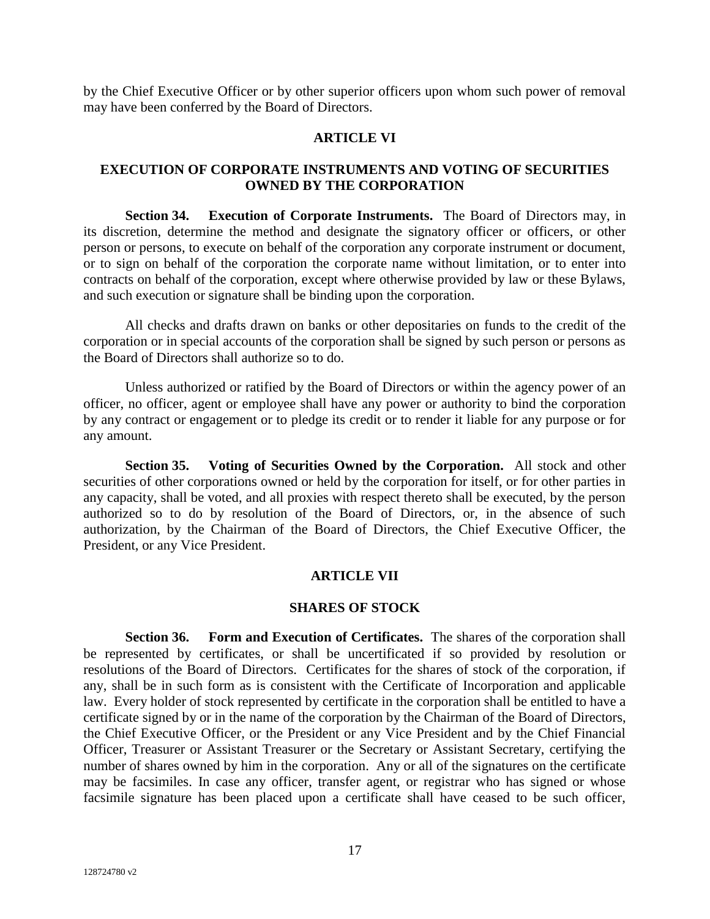by the Chief Executive Officer or by other superior officers upon whom such power of removal may have been conferred by the Board of Directors.

## ARTICLE VI

## EXECUTION OF CORPORATE INSTRUMENTS AND VOTING OF SECURITIES OWNED BY THE CORPORATION

**Section 34. Execution of Corporate Instruments.** The Board of Directors may, in its discretion, determine the method and designate the signatory officer or officers, or other person or persons, to execute on behalf of the corporation any corporate instrument or document, or to sign on behalf of the corporation the corporate name without limitation, or to enter into contracts on behalf of the corporation, except where otherwise provided by law or these Bylaws, and such execution or signature shall be binding upon the corporation.

All checks and drafts drawn on banks or other depositaries on funds to the credit of the corporation or in special accounts of the corporation shall be signed by such person or persons as the Board of Directors shall authorize so to do.

Unless authorized or ratified by the Board of Directors or within the agency power of an officer, no officer, agent or employee shall have any power or authority to bind the corporation by any contract or engagement or to pledge its credit or to render it liable for any purpose or for any amount.

**Section 35. Voting of Securities Owned by the Corporation.** All stock and other securities of other corporations owned or held by the corporation for itself, or for other parties in any capacity, shall be voted, and all proxies with respect thereto shall be executed, by the person authorized so to do by resolution of the Board of Directors, or, in the absence of such authorization, by the Chairman of the Board of Directors, the Chief Executive Officer, the President, or any Vice President.

## ARTICLE VII

## SHARES OF STOCK

**Section 36. Form and Execution of Certificates.** The shares of the corporation shall be represented by certificates, or shall be uncertificated if so provided by resolution or resolutions of the Board of Directors. Certificates for the shares of stock of the corporation, if any, shall be in such form as is consistent with the Certificate of Incorporation and applicable law. Every holder of stock represented by certificate in the corporation shall be entitled to have a certificate signed by or in the name of the corporation by the Chairman of the Board of Directors, the Chief Executive Officer, or the President or any Vice President and by the Chief Financial Officer, Treasurer or Assistant Treasurer or the Secretary or Assistant Secretary, certifying the number of shares owned by him in the corporation. Any or all of the signatures on the certificate may be facsimiles. In case any officer, transfer agent, or registrar who has signed or whose facsimile signature has been placed upon a certificate shall have ceased to be such officer,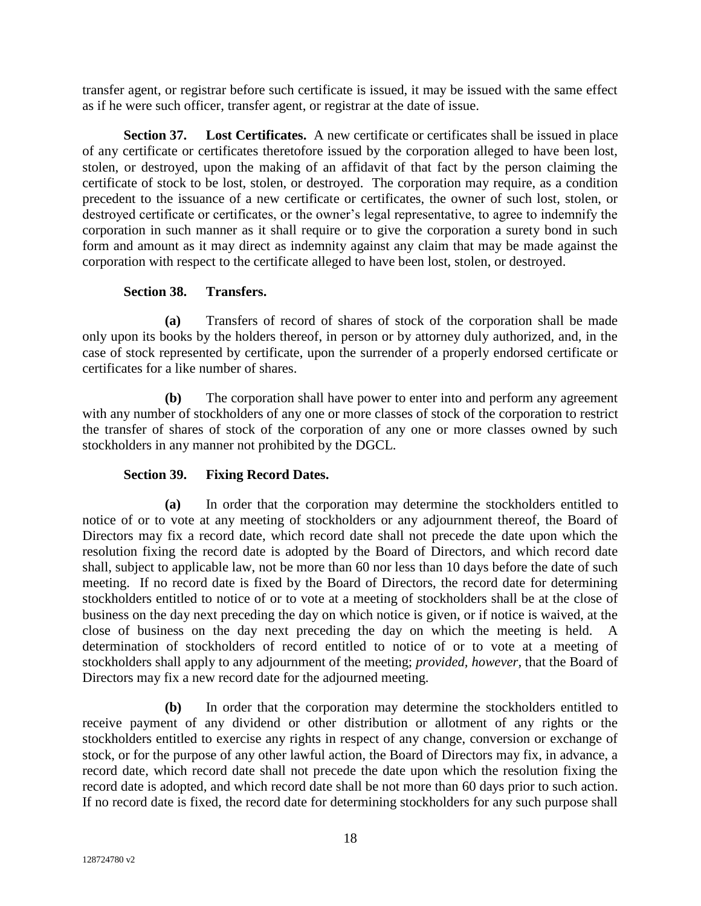transfer agent, or registrar before such certificate is issued, it may be issued with the same effect as if he were such officer, transfer agent, or registrar at the date of issue.

**Section 37. Lost Certificates.** A new certificate or certificates shall be issued in place of any certificate or certificates theretofore issued by the corporation alleged to have been lost, stolen, or destroyed, upon the making of an affidavit of that fact by the person claiming the certificate of stock to be lost, stolen, or destroyed. The corporation may require, as a condition precedent to the issuance of a new certificate or certificates, the owner of such lost, stolen, or destroyed certificate or certificates, or the owner's legal representative, to agree to indemnify the corporation in such manner as it shall require or to give the corporation a surety bond in such form and amount as it may direct as indemnity against any claim that may be made against the corporation with respect to the certificate alleged to have been lost, stolen, or destroyed.

**Section 38. Transfers.**

**(a)** Transfers of record of shares of stock of the corporation shall be made only upon its books by the holders thereof, in person or by attorney duly authorized, and, in the case of stock represented by certificate, upon the surrender of a properly endorsed certificate or certificates for a like number of shares.

**(b)** The corporation shall have power to enter into and perform any agreement with any number of stockholders of any one or more classes of stock of the corporation to restrict the transfer of shares of stock of the corporation of any one or more classes owned by such stockholders in any manner not prohibited by the DGCL.

**Section 39. Fixing Record Dates.**

**(a)** In order that the corporation may determine the stockholders entitled to notice of or to vote at any meeting of stockholders or any adjournment thereof, the Board of Directors may fix a record date, which record date shall not precede the date upon which the resolution fixing the record date is adopted by the Board of Directors, and which record date shall, subject to applicable law, not be more than 60 nor less than 10 days before the date of such meeting. If no record date is fixed by the Board of Directors, the record date for determining stockholders entitled to notice of or to vote at a meeting of stockholders shall be at the close of business on the day next preceding the day on which notice is given, or if notice is waived, at the close of business on the day next preceding the day on which the meeting is held. A determination of stockholders of record entitled to notice of or to vote at a meeting of stockholders shall apply to any adjournment of the meeting; *provided, however,* that the Board of Directors may fix a new record date for the adjourned meeting.

**(b)** In order that the corporation may determine the stockholders entitled to receive payment of any dividend or other distribution or allotment of any rights or the stockholders entitled to exercise any rights in respect of any change, conversion or exchange of stock, or for the purpose of any other lawful action, the Board of Directors may fix, in advance, a record date, which record date shall not precede the date upon which the resolution fixing the record date is adopted, and which record date shall be not more than 60 days prior to such action. If no record date is fixed, the record date for determining stockholders for any such purpose shall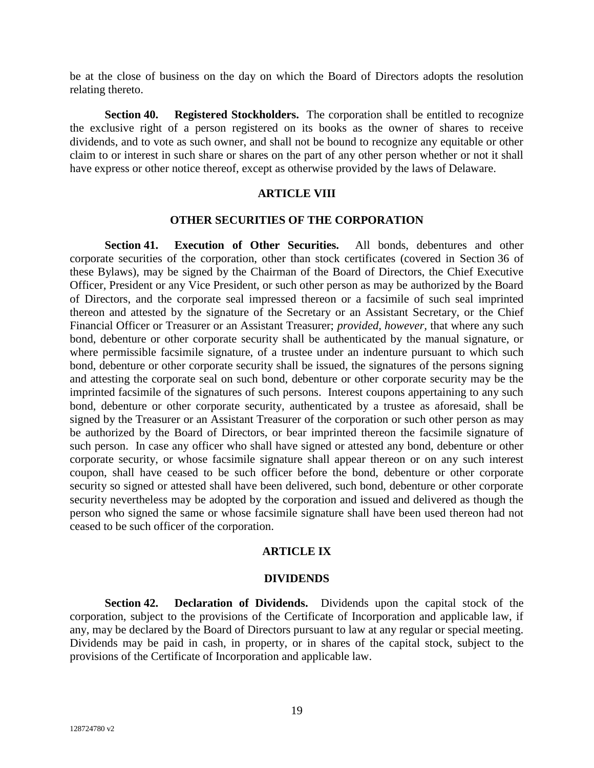be at the close of business on the day on which the Board of Directors adopts the resolution relating thereto.

**Section 40. Registered Stockholders.** The corporation shall be entitled to recognize the exclusive right of a person registered on its books as the owner of shares to receive dividends, and to vote as such owner, and shall not be bound to recognize any equitable or other claim to or interest in such share or shares on the part of any other person whether or not it shall have express or other notice thereof, except as otherwise provided by the laws of Delaware.

## ARTICLE VIII

## OTHER SECURITIES OF THE CORPORATION

**Section 41. Execution of Other Securities.** All bonds, debentures and other corporate securities of the corporation, other than stock certificates (covered in Section 36 of these Bylaws), may be signed by the Chairman of the Board of Directors, the Chief Executive Officer, President or any Vice President, or such other person as may be authorized by the Board of Directors, and the corporate seal impressed thereon or a facsimile of such seal imprinted thereon and attested by the signature of the Secretary or an Assistant Secretary, or the Chief Financial Officer or Treasurer or an Assistant Treasurer; *provided, however,* that where any such bond, debenture or other corporate security shall be authenticated by the manual signature, or where permissible facsimile signature, of a trustee under an indenture pursuant to which such bond, debenture or other corporate security shall be issued, the signatures of the persons signing and attesting the corporate seal on such bond, debenture or other corporate security may be the imprinted facsimile of the signatures of such persons. Interest coupons appertaining to any such bond, debenture or other corporate security, authenticated by a trustee as aforesaid, shall be signed by the Treasurer or an Assistant Treasurer of the corporation or such other person as may be authorized by the Board of Directors, or bear imprinted thereon the facsimile signature of such person. In case any officer who shall have signed or attested any bond, debenture or other corporate security, or whose facsimile signature shall appear thereon or on any such interest coupon, shall have ceased to be such officer before the bond, debenture or other corporate security so signed or attested shall have been delivered, such bond, debenture or other corporate security nevertheless may be adopted by the corporation and issued and delivered as though the person who signed the same or whose facsimile signature shall have been used thereon had not ceased to be such officer of the corporation.

## ARTICLE IX

## DIVIDENDS

**Section 42. Declaration of Dividends.** Dividends upon the capital stock of the corporation, subject to the provisions of the Certificate of Incorporation and applicable law, if any, may be declared by the Board of Directors pursuant to law at any regular or special meeting. Dividends may be paid in cash, in property, or in shares of the capital stock, subject to the provisions of the Certificate of Incorporation and applicable law.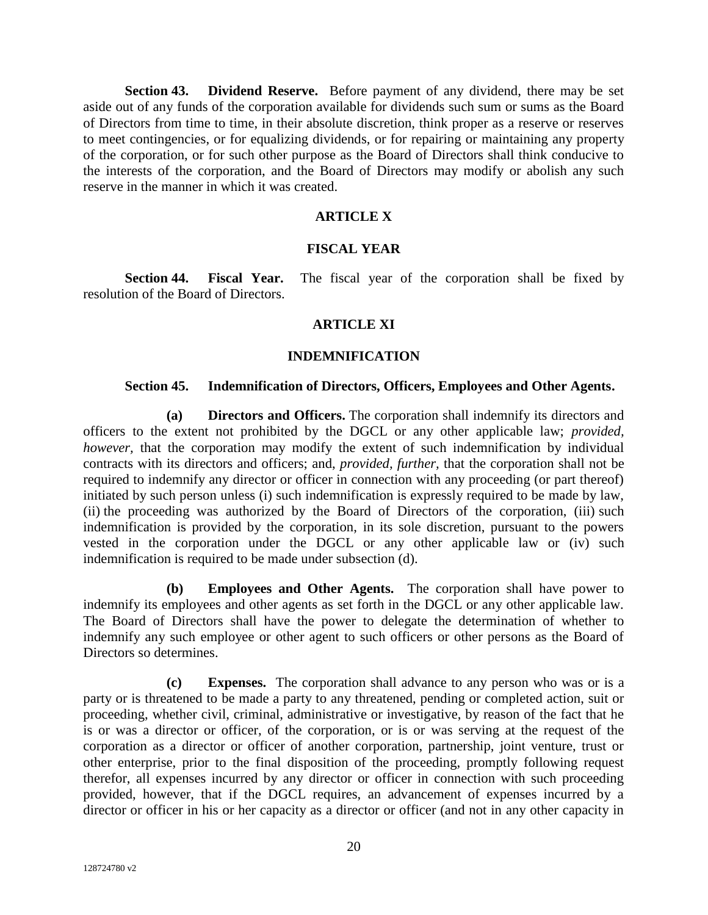**Section 43. Dividend Reserve.** Before payment of any dividend, there may be set aside out of any funds of the corporation available for dividends such sum or sums as the Board of Directors from time to time, in their absolute discretion, think proper as a reserve or reserves to meet contingencies, or for equalizing dividends, or for repairing or maintaining any property of the corporation, or for such other purpose as the Board of Directors shall think conducive to the interests of the corporation, and the Board of Directors may modify or abolish any such reserve in the manner in which it was created.

## ARTICLE X

## FISCAL YEAR

**Section 44. Fiscal Year.** The fiscal year of the corporation shall be fixed by resolution of the Board of Directors.

## ARTICLE XI

## INDEMNIFICATION

**Section 45. Indemnification of Directors, Officers, Employees and Other Agents.**

**(a) Directors and Officers.** The corporation shall indemnify its directors and officers to the extent not prohibited by the DGCL or any other applicable law; *provided, however,* that the corporation may modify the extent of such indemnification by individual contracts with its directors and officers; and, *provided, further,* that the corporation shall not be required to indemnify any director or officer in connection with any proceeding (or part thereof) initiated by such person unless (i) such indemnification is expressly required to be made by law, (ii) the proceeding was authorized by the Board of Directors of the corporation, (iii) such indemnification is provided by the corporation, in its sole discretion, pursuant to the powers vested in the corporation under the DGCL or any other applicable law or (iv) such indemnification is required to be made under subsection (d).

**(b) Employees and Other Agents.** The corporation shall have power to indemnify its employees and other agents as set forth in the DGCL or any other applicable law. The Board of Directors shall have the power to delegate the determination of whether to indemnify any such employee or other agent to such officers or other persons as the Board of Directors so determines.

**(c) Expenses.** The corporation shall advance to any person who was or is a party or is threatened to be made a party to any threatened, pending or completed action, suit or proceeding, whether civil, criminal, administrative or investigative, by reason of the fact that he is or was a director or officer, of the corporation, or is or was serving at the request of the corporation as a director or officer of another corporation, partnership, joint venture, trust or other enterprise, prior to the final disposition of the proceeding, promptly following request therefor, all expenses incurred by any director or officer in connection with such proceeding provided, however, that if the DGCL requires, an advancement of expenses incurred by a director or officer in his or her capacity as a director or officer (and not in any other capacity in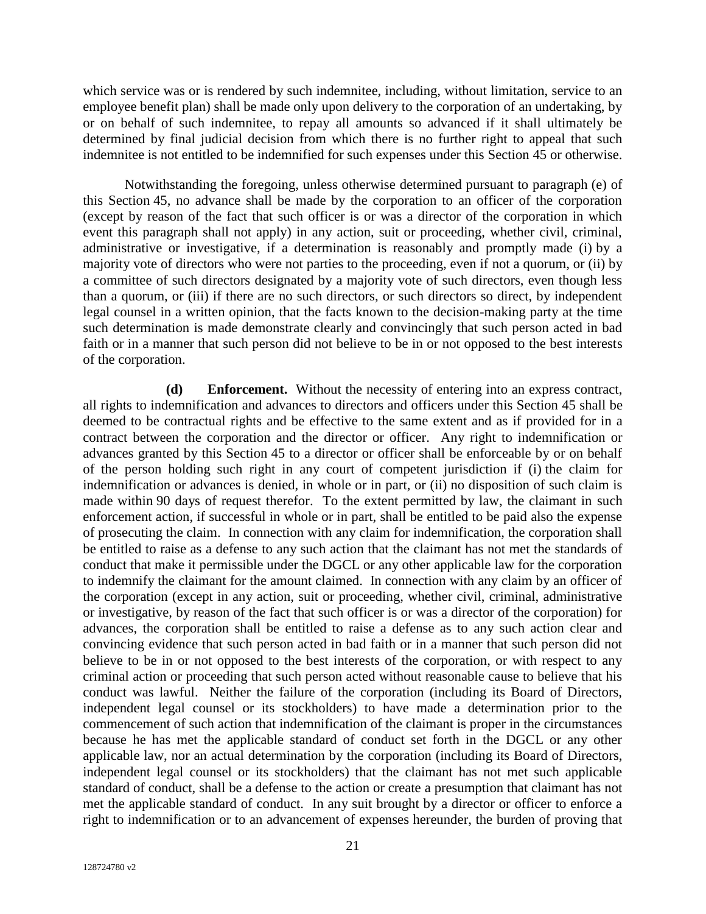which service was or is rendered by such indemnitee, including, without limitation, service to an employee benefit plan) shall be made only upon delivery to the corporation of an undertaking, by or on behalf of such indemnitee, to repay all amounts so advanced if it shall ultimately be determined by final judicial decision from which there is no further right to appeal that such indemnitee is not entitled to be indemnified for such expenses under this Section 45 or otherwise.

Notwithstanding the foregoing, unless otherwise determined pursuant to paragraph (e) of this Section 45, no advance shall be made by the corporation to an officer of the corporation (except by reason of the fact that such officer is or was a director of the corporation in which event this paragraph shall not apply) in any action, suit or proceeding, whether civil, criminal, administrative or investigative, if a determination is reasonably and promptly made (i) by a majority vote of directors who were not parties to the proceeding, even if not a quorum, or (ii) by a committee of such directors designated by a majority vote of such directors, even though less than a quorum, or (iii) if there are no such directors, or such directors so direct, by independent legal counsel in a written opinion, that the facts known to the decision-making party at the time such determination is made demonstrate clearly and convincingly that such person acted in bad faith or in a manner that such person did not believe to be in or not opposed to the best interests of the corporation.

**(d) Enforcement.** Without the necessity of entering into an express contract, all rights to indemnification and advances to directors and officers under this Section 45 shall be deemed to be contractual rights and be effective to the same extent and as if provided for in a contract between the corporation and the director or officer. Any right to indemnification or advances granted by this Section 45 to a director or officer shall be enforceable by or on behalf of the person holding such right in any court of competent jurisdiction if (i) the claim for indemnification or advances is denied, in whole or in part, or (ii) no disposition of such claim is made within 90 days of request therefor. To the extent permitted by law, the claimant in such enforcement action, if successful in whole or in part, shall be entitled to be paid also the expense of prosecuting the claim. In connection with any claim for indemnification, the corporation shall be entitled to raise as a defense to any such action that the claimant has not met the standards of conduct that make it permissible under the DGCL or any other applicable law for the corporation to indemnify the claimant for the amount claimed. In connection with any claim by an officer of the corporation (except in any action, suit or proceeding, whether civil, criminal, administrative or investigative, by reason of the fact that such officer is or was a director of the corporation) for advances, the corporation shall be entitled to raise a defense as to any such action clear and convincing evidence that such person acted in bad faith or in a manner that such person did not believe to be in or not opposed to the best interests of the corporation, or with respect to any criminal action or proceeding that such person acted without reasonable cause to believe that his conduct was lawful. Neither the failure of the corporation (including its Board of Directors, independent legal counsel or its stockholders) to have made a determination prior to the commencement of such action that indemnification of the claimant is proper in the circumstances because he has met the applicable standard of conduct set forth in the DGCL or any other applicable law, nor an actual determination by the corporation (including its Board of Directors, independent legal counsel or its stockholders) that the claimant has not met such applicable standard of conduct, shall be a defense to the action or create a presumption that claimant has not met the applicable standard of conduct. In any suit brought by a director or officer to enforce a right to indemnification or to an advancement of expenses hereunder, the burden of proving that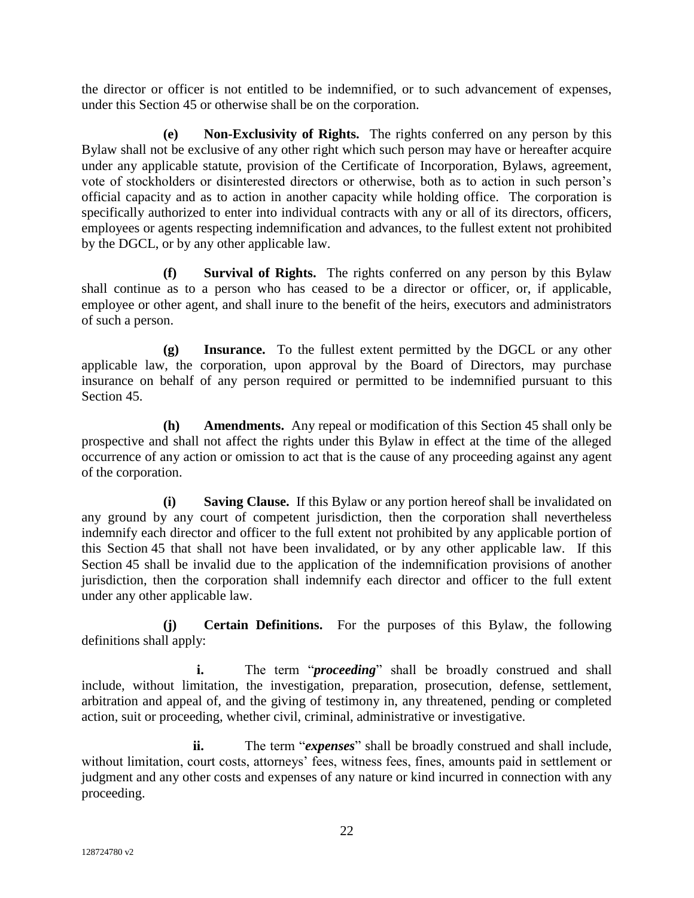the director or officer is not entitled to be indemnified, or to such advancement of expenses, under this Section 45 or otherwise shall be on the corporation.

**(e) Non-Exclusivity of Rights.** The rights conferred on any person by this Bylaw shall not be exclusive of any other right which such person may have or hereafter acquire under any applicable statute, provision of the Certificate of Incorporation, Bylaws, agreement, vote of stockholders or disinterested directors or otherwise, both as to action in such person's official capacity and as to action in another capacity while holding office. The corporation is specifically authorized to enter into individual contracts with any or all of its directors, officers, employees or agents respecting indemnification and advances, to the fullest extent not prohibited by the DGCL, or by any other applicable law.

**(f) Survival of Rights.** The rights conferred on any person by this Bylaw shall continue as to a person who has ceased to be a director or officer, or, if applicable, employee or other agent, and shall inure to the benefit of the heirs, executors and administrators of such a person.

**(g) Insurance.** To the fullest extent permitted by the DGCL or any other applicable law, the corporation, upon approval by the Board of Directors, may purchase insurance on behalf of any person required or permitted to be indemnified pursuant to this Section 45.

**(h) Amendments.** Any repeal or modification of this Section 45 shall only be prospective and shall not affect the rights under this Bylaw in effect at the time of the alleged occurrence of any action or omission to act that is the cause of any proceeding against any agent of the corporation.

**(i) Saving Clause.** If this Bylaw or any portion hereof shall be invalidated on any ground by any court of competent jurisdiction, then the corporation shall nevertheless indemnify each director and officer to the full extent not prohibited by any applicable portion of this Section 45 that shall not have been invalidated, or by any other applicable law. If this Section 45 shall be invalid due to the application of the indemnification provisions of another jurisdiction, then the corporation shall indemnify each director and officer to the full extent under any other applicable law.

**(j) Certain Definitions.** For the purposes of this Bylaw, the following definitions shall apply:

**i.** The term "***proceeding***" shall be broadly construed and shall include, without limitation, the investigation, preparation, prosecution, defense, settlement, arbitration and appeal of, and the giving of testimony in, any threatened, pending or completed action, suit or proceeding, whether civil, criminal, administrative or investigative.

**ii.** The term "***expenses***" shall be broadly construed and shall include, without limitation, court costs, attorneys' fees, witness fees, fines, amounts paid in settlement or judgment and any other costs and expenses of any nature or kind incurred in connection with any proceeding.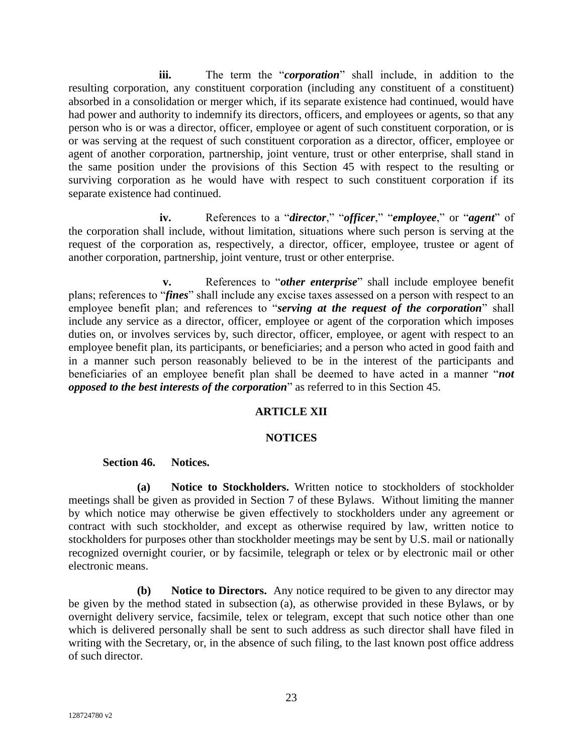**iii.** The term the "***corporation***" shall include, in addition to the resulting corporation, any constituent corporation (including any constituent of a constituent) absorbed in a consolidation or merger which, if its separate existence had continued, would have had power and authority to indemnify its directors, officers, and employees or agents, so that any person who is or was a director, officer, employee or agent of such constituent corporation, or is or was serving at the request of such constituent corporation as a director, officer, employee or agent of another corporation, partnership, joint venture, trust or other enterprise, shall stand in the same position under the provisions of this Section 45 with respect to the resulting or surviving corporation as he would have with respect to such constituent corporation if its separate existence had continued.

**iv.** References to a "***director***," "***officer***," "***employee***," or "***agent***" of the corporation shall include, without limitation, situations where such person is serving at the request of the corporation as, respectively, a director, officer, employee, trustee or agent of another corporation, partnership, joint venture, trust or other enterprise.

**v.** References to "***other enterprise***" shall include employee benefit plans; references to "***fines***" shall include any excise taxes assessed on a person with respect to an employee benefit plan; and references to "***serving at the request of the corporation***" shall include any service as a director, officer, employee or agent of the corporation which imposes duties on, or involves services by, such director, officer, employee, or agent with respect to an employee benefit plan, its participants, or beneficiaries; and a person who acted in good faith and in a manner such person reasonably believed to be in the interest of the participants and beneficiaries of an employee benefit plan shall be deemed to have acted in a manner "***not opposed to the best interests of the corporation***" as referred to in this Section 45.

## ARTICLE XII

## NOTICES

**Section 46. Notices.**

**(a) Notice to Stockholders.** Written notice to stockholders of stockholder meetings shall be given as provided in Section 7 of these Bylaws. Without limiting the manner by which notice may otherwise be given effectively to stockholders under any agreement or contract with such stockholder, and except as otherwise required by law, written notice to stockholders for purposes other than stockholder meetings may be sent by U.S. mail or nationally recognized overnight courier, or by facsimile, telegraph or telex or by electronic mail or other electronic means.

**(b) Notice to Directors.** Any notice required to be given to any director may be given by the method stated in subsection (a), as otherwise provided in these Bylaws, or by overnight delivery service, facsimile, telex or telegram, except that such notice other than one which is delivered personally shall be sent to such address as such director shall have filed in writing with the Secretary, or, in the absence of such filing, to the last known post office address of such director.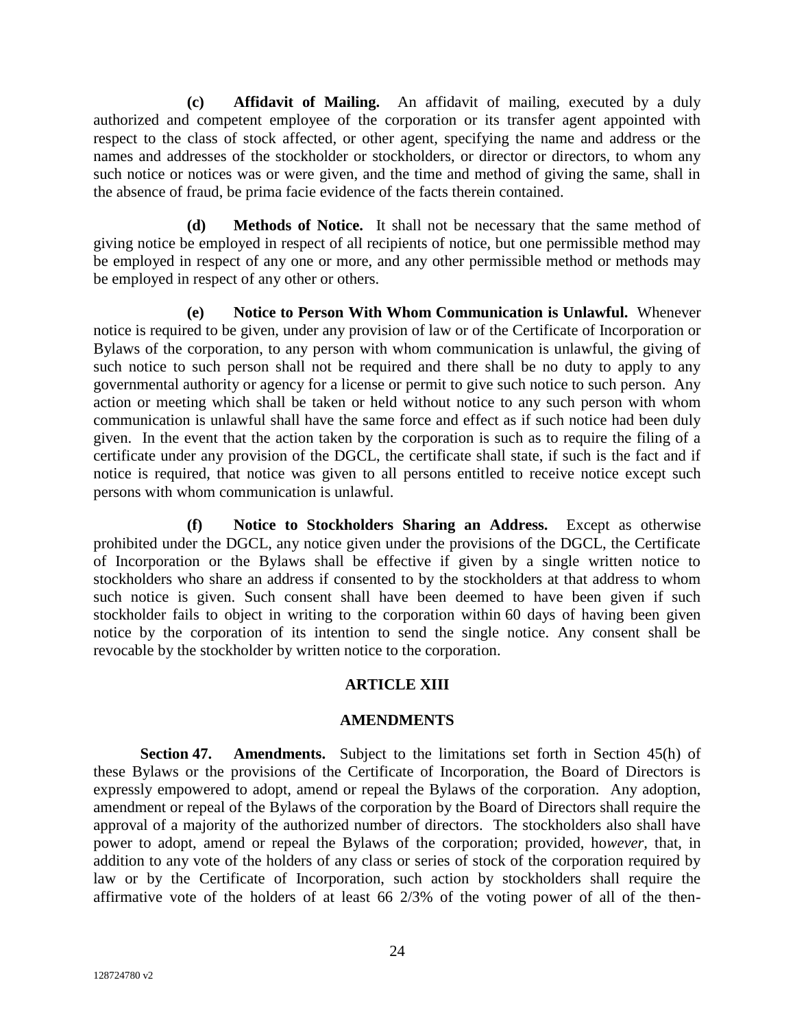**(c) Affidavit of Mailing.** An affidavit of mailing, executed by a duly authorized and competent employee of the corporation or its transfer agent appointed with respect to the class of stock affected, or other agent, specifying the name and address or the names and addresses of the stockholder or stockholders, or director or directors, to whom any such notice or notices was or were given, and the time and method of giving the same, shall in the absence of fraud, be prima facie evidence of the facts therein contained.

**(d) Methods of Notice.** It shall not be necessary that the same method of giving notice be employed in respect of all recipients of notice, but one permissible method may be employed in respect of any one or more, and any other permissible method or methods may be employed in respect of any other or others.

**(e) Notice to Person With Whom Communication is Unlawful.** Whenever notice is required to be given, under any provision of law or of the Certificate of Incorporation or Bylaws of the corporation, to any person with whom communication is unlawful, the giving of such notice to such person shall not be required and there shall be no duty to apply to any governmental authority or agency for a license or permit to give such notice to such person. Any action or meeting which shall be taken or held without notice to any such person with whom communication is unlawful shall have the same force and effect as if such notice had been duly given. In the event that the action taken by the corporation is such as to require the filing of a certificate under any provision of the DGCL, the certificate shall state, if such is the fact and if notice is required, that notice was given to all persons entitled to receive notice except such persons with whom communication is unlawful.

**(f) Notice to Stockholders Sharing an Address.** Except as otherwise prohibited under the DGCL, any notice given under the provisions of the DGCL, the Certificate of Incorporation or the Bylaws shall be effective if given by a single written notice to stockholders who share an address if consented to by the stockholders at that address to whom such notice is given. Such consent shall have been deemed to have been given if such stockholder fails to object in writing to the corporation within 60 days of having been given notice by the corporation of its intention to send the single notice. Any consent shall be revocable by the stockholder by written notice to the corporation.

## ARTICLE XIII

## AMENDMENTS

**Section 47. Amendments.** Subject to the limitations set forth in Section 45(h) of these Bylaws or the provisions of the Certificate of Incorporation, the Board of Directors is expressly empowered to adopt, amend or repeal the Bylaws of the corporation. Any adoption, amendment or repeal of the Bylaws of the corporation by the Board of Directors shall require the approval of a majority of the authorized number of directors. The stockholders also shall have power to adopt, amend or repeal the Bylaws of the corporation; provided, ho*wever,* that, in addition to any vote of the holders of any class or series of stock of the corporation required by law or by the Certificate of Incorporation, such action by stockholders shall require the affirmative vote of the holders of at least 66 2/3% of the voting power of all of the then-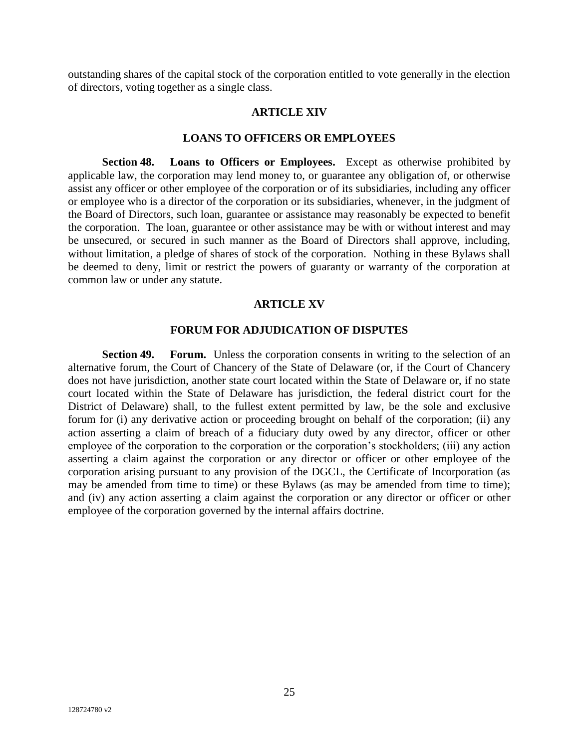outstanding shares of the capital stock of the corporation entitled to vote generally in the election of directors, voting together as a single class.

## ARTICLE XIV

## LOANS TO OFFICERS OR EMPLOYEES

**Section 48. Loans to Officers or Employees.** Except as otherwise prohibited by applicable law, the corporation may lend money to, or guarantee any obligation of, or otherwise assist any officer or other employee of the corporation or of its subsidiaries, including any officer or employee who is a director of the corporation or its subsidiaries, whenever, in the judgment of the Board of Directors, such loan, guarantee or assistance may reasonably be expected to benefit the corporation. The loan, guarantee or other assistance may be with or without interest and may be unsecured, or secured in such manner as the Board of Directors shall approve, including, without limitation, a pledge of shares of stock of the corporation. Nothing in these Bylaws shall be deemed to deny, limit or restrict the powers of guaranty or warranty of the corporation at common law or under any statute.

## ARTICLE XV

## FORUM FOR ADJUDICATION OF DISPUTES

**Section 49. Forum.** Unless the corporation consents in writing to the selection of an alternative forum, the Court of Chancery of the State of Delaware (or, if the Court of Chancery does not have jurisdiction, another state court located within the State of Delaware or, if no state court located within the State of Delaware has jurisdiction, the federal district court for the District of Delaware) shall, to the fullest extent permitted by law, be the sole and exclusive forum for (i) any derivative action or proceeding brought on behalf of the corporation; (ii) any action asserting a claim of breach of a fiduciary duty owed by any director, officer or other employee of the corporation to the corporation or the corporation's stockholders; (iii) any action asserting a claim against the corporation or any director or officer or other employee of the corporation arising pursuant to any provision of the DGCL, the Certificate of Incorporation (as may be amended from time to time) or these Bylaws (as may be amended from time to time); and (iv) any action asserting a claim against the corporation or any director or officer or other employee of the corporation governed by the internal affairs doctrine.

128724780 v2